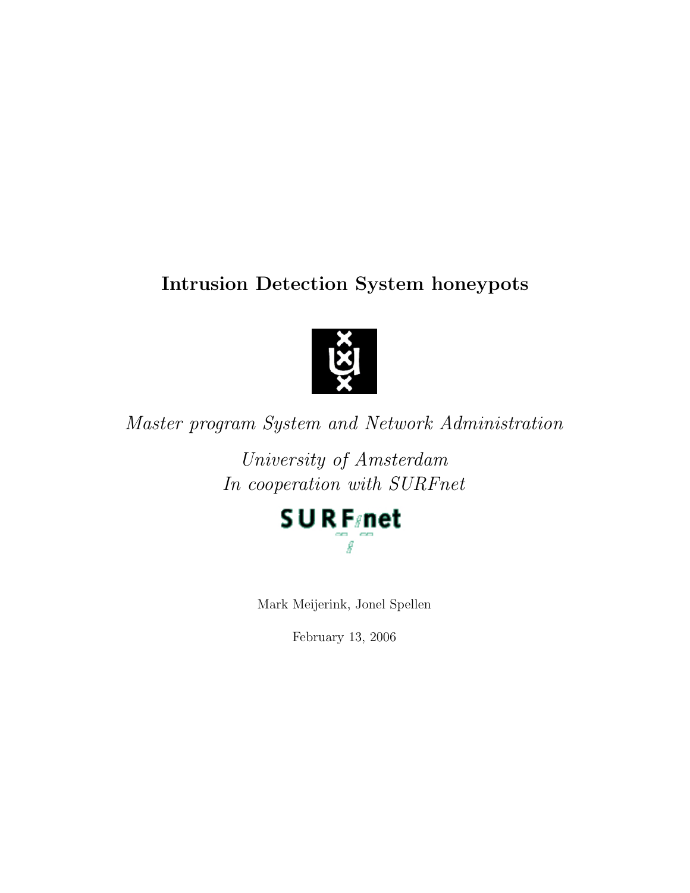# Intrusion Detection System honeypots

*Master program System and Network Administration*

*University of Amsterdam*
*In cooperation with SURFnet*

Mark Meijerink, Jonel Spellen

February 13, 2006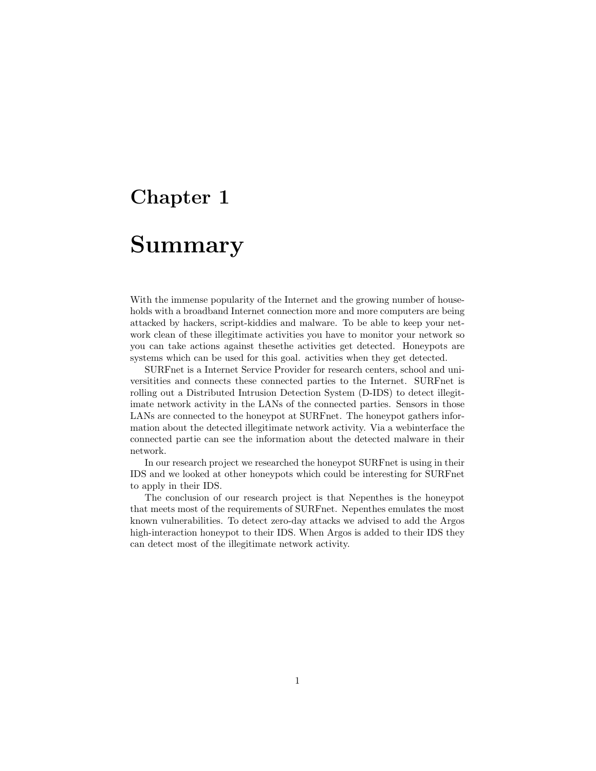# Chapter 1

# Summary

With the immense popularity of the Internet and the growing number of households with a broadband Internet connection more and more computers are being attacked by hackers, script-kiddies and malware. To be able to keep your network clean of these illegitimate activities you have to monitor your network so you can take actions against thesethe activities get detected. Honeypots are systems which can be used for this goal. activities when they get detected.

SURFnet is a Internet Service Provider for research centers, school and universitities and connects these connected parties to the Internet. SURFnet is rolling out a Distributed Intrusion Detection System (D-IDS) to detect illegitimate network activity in the LANs of the connected parties. Sensors in those LANs are connected to the honeypot at SURFnet. The honeypot gathers information about the detected illegitimate network activity. Via a webinterface the connected partie can see the information about the detected malware in their network.

In our research project we researched the honeypot SURFnet is using in their IDS and we looked at other honeypots which could be interesting for SURFnet to apply in their IDS.

The conclusion of our research project is that Nepenthes is the honeypot that meets most of the requirements of SURFnet. Nepenthes emulates the most known vulnerabilities. To detect zero-day attacks we advised to add the Argos high-interaction honeypot to their IDS. When Argos is added to their IDS they can detect most of the illegitimate network activity.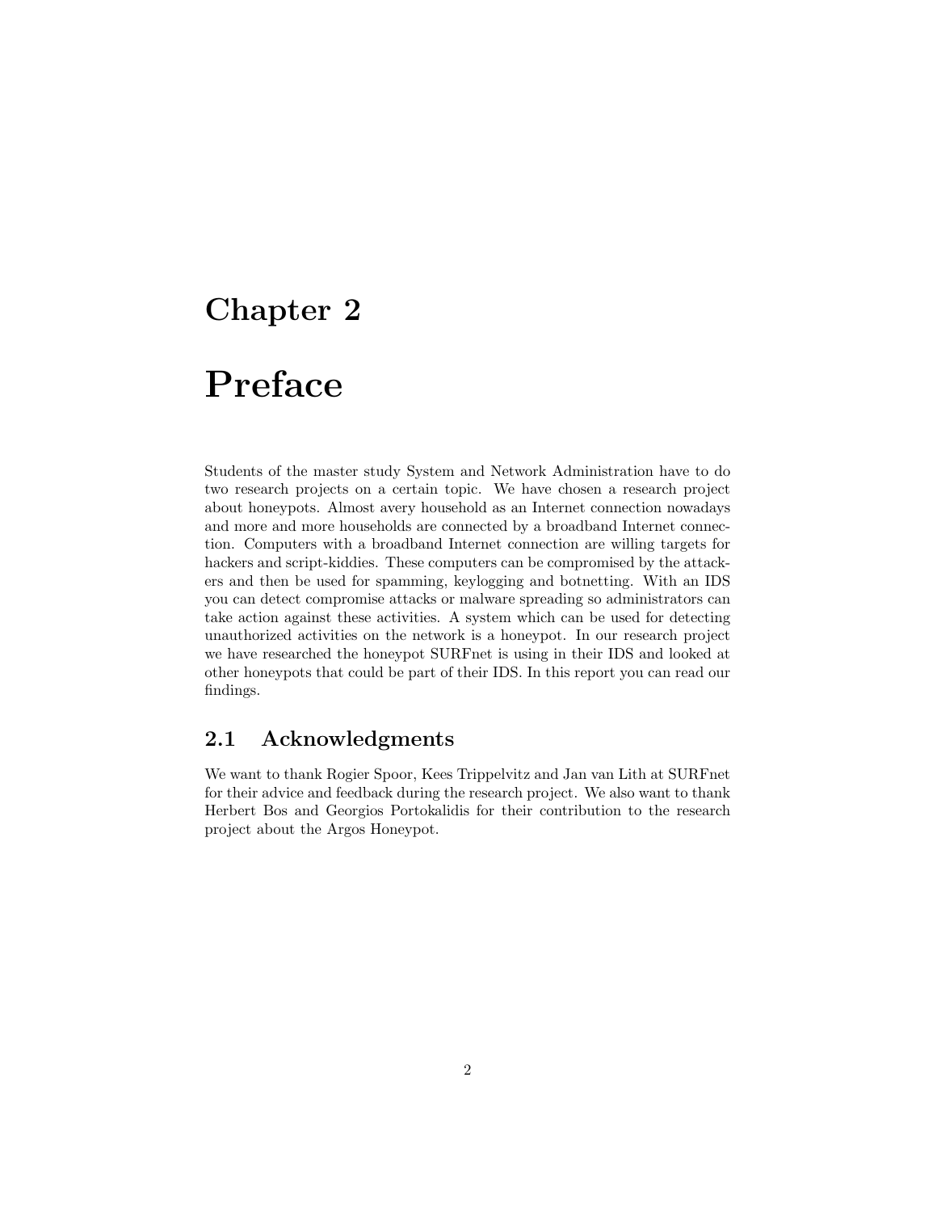# Chapter 2

# Preface

Students of the master study System and Network Administration have to do two research projects on a certain topic. We have chosen a research project about honeypots. Almost avery household as an Internet connection nowadays and more and more households are connected by a broadband Internet connection. Computers with a broadband Internet connection are willing targets for hackers and script-kiddies. These computers can be compromised by the attackers and then be used for spamming, keylogging and botnetting. With an IDS you can detect compromise attacks or malware spreading so administrators can take action against these activities. A system which can be used for detecting unauthorized activities on the network is a honeypot. In our research project we have researched the honeypot SURFnet is using in their IDS and looked at other honeypots that could be part of their IDS. In this report you can read our findings.

## 2.1 Acknowledgments

We want to thank Rogier Spoor, Kees Trippelvitz and Jan van Lith at SURFnet for their advice and feedback during the research project. We also want to thank Herbert Bos and Georgios Portokalidis for their contribution to the research project about the Argos Honeypot.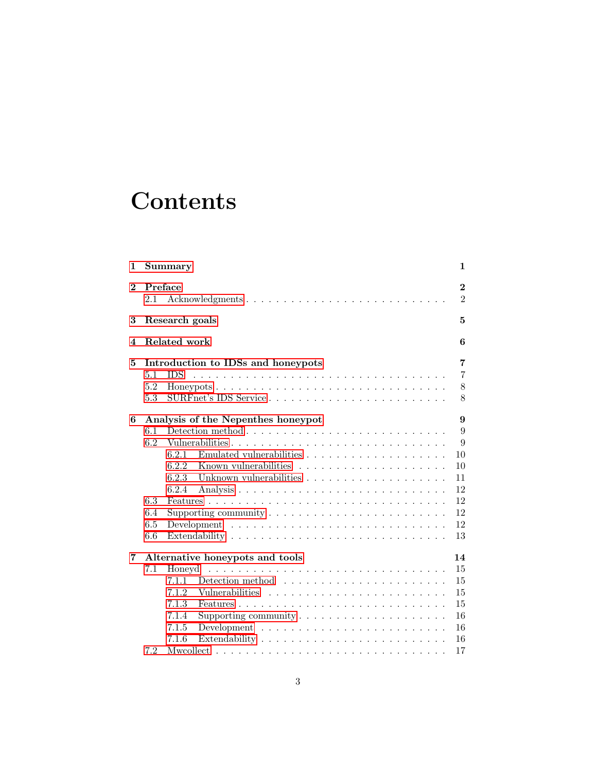# Contents

- **1 Summary** — **1**
- **2 Preface** — **2**
  - 2.1 Acknowledgments — 2
- **3 Research goals** — **5**
- **4 Related work** — **6**
- **5 Introduction to IDSs and honeypots** — **7**
  - 5.1 IDS — 7
  - 5.2 Honeypots — 8
  - 5.3 SURFnet's IDS Service — 8
- **6 Analysis of the Nepenthes honeypot** — **9**
  - 6.1 Detection method — 9
  - 6.2 Vulnerabilities — 9
    - 6.2.1 Emulated vulnerabilities — 10
    - 6.2.2 Known vulnerabilities — 10
    - 6.2.3 Unknown vulnerabilities — 11
    - 6.2.4 Analysis — 12
  - 6.3 Features — 12
  - 6.4 Supporting community — 12
  - 6.5 Development — 12
  - 6.6 Extendability — 13
- **7 Alternative honeypots and tools** — **14**
  - 7.1 Honeyd — 15
    - 7.1.1 Detection method — 15
    - 7.1.2 Vulnerabilities — 15
    - 7.1.3 Features — 15
    - 7.1.4 Supporting community — 16
    - 7.1.5 Development — 16
    - 7.1.6 Extendability — 16
  - 7.2 Mwcollect — 17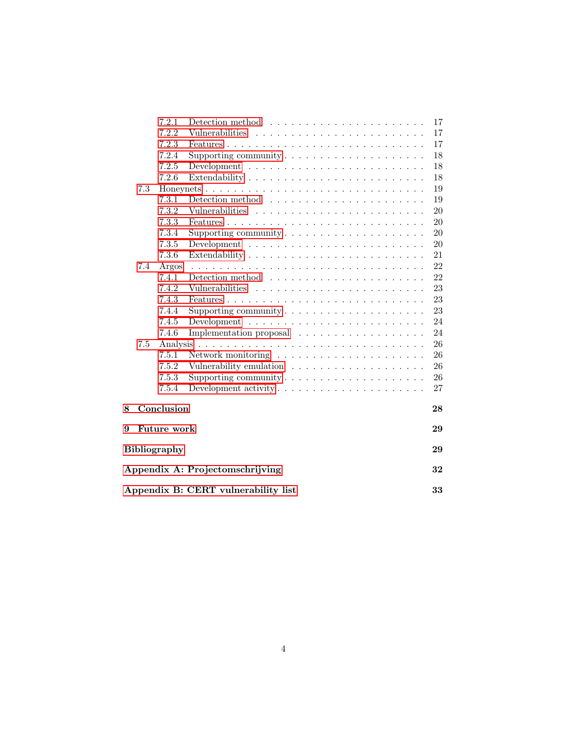- 7.2.1 Detection method . . . . . . . . . . . . . . . . . . . . . . 17
- 7.2.2 Vulnerabilities . . . . . . . . . . . . . . . . . . . . . . . 17
- 7.2.3 Features . . . . . . . . . . . . . . . . . . . . . . . . . . 17
- 7.2.4 Supporting community . . . . . . . . . . . . . . . . . . . 18
- 7.2.5 Development . . . . . . . . . . . . . . . . . . . . . . . . 18
- 7.2.6 Extendability . . . . . . . . . . . . . . . . . . . . . . . 18
- 7.3 Honeynets . . . . . . . . . . . . . . . . . . . . . . . . . . . . 19
  - 7.3.1 Detection method . . . . . . . . . . . . . . . . . . . . . . 19
  - 7.3.2 Vulnerabilities . . . . . . . . . . . . . . . . . . . . . . . 20
  - 7.3.3 Features . . . . . . . . . . . . . . . . . . . . . . . . . . 20
  - 7.3.4 Supporting community . . . . . . . . . . . . . . . . . . . 20
  - 7.3.5 Development . . . . . . . . . . . . . . . . . . . . . . . . 20
  - 7.3.6 Extendability . . . . . . . . . . . . . . . . . . . . . . . 21
- 7.4 Argos . . . . . . . . . . . . . . . . . . . . . . . . . . . . . . 22
  - 7.4.1 Detection method . . . . . . . . . . . . . . . . . . . . . . 22
  - 7.4.2 Vulnerabilities . . . . . . . . . . . . . . . . . . . . . . . 23
  - 7.4.3 Features . . . . . . . . . . . . . . . . . . . . . . . . . . 23
  - 7.4.4 Supporting community . . . . . . . . . . . . . . . . . . . 23
  - 7.4.5 Development . . . . . . . . . . . . . . . . . . . . . . . . 24
  - 7.4.6 Implementation proposal . . . . . . . . . . . . . . . . . . 24
- 7.5 Analysis . . . . . . . . . . . . . . . . . . . . . . . . . . . . . 26
  - 7.5.1 Network monitoring . . . . . . . . . . . . . . . . . . . . . 26
  - 7.5.2 Vulnerability emulation . . . . . . . . . . . . . . . . . . 26
  - 7.5.3 Supporting community . . . . . . . . . . . . . . . . . . . 26
  - 7.5.4 Development activity . . . . . . . . . . . . . . . . . . . . 27

**8 Conclusion** **28**

**9 Future work** **29**

**Bibliography** **29**

**Appendix A: Projectomschrijving** **32**

**Appendix B: CERT vulnerability list** **33**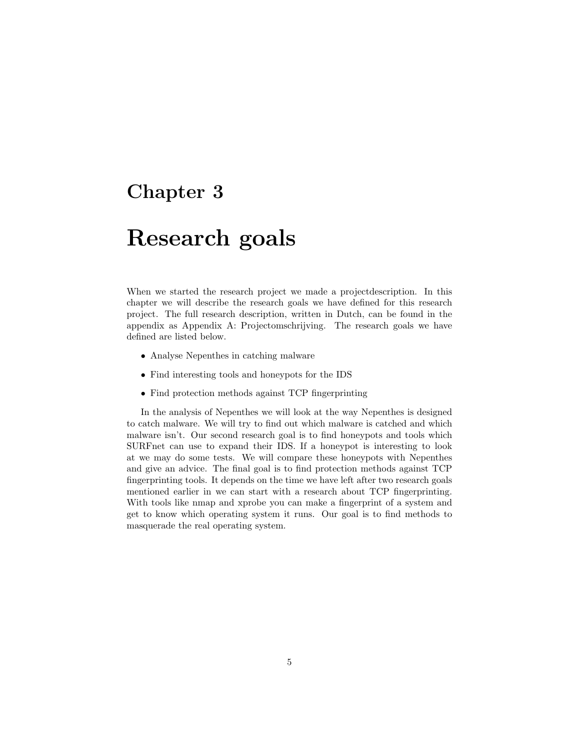# Chapter 3

# Research goals

When we started the research project we made a projectdescription. In this chapter we will describe the research goals we have defined for this research project. The full research description, written in Dutch, can be found in the appendix as Appendix A: Projectomschrijving. The research goals we have defined are listed below.

- Analyse Nepenthes in catching malware
- Find interesting tools and honeypots for the IDS
- Find protection methods against TCP fingerprinting

In the analysis of Nepenthes we will look at the way Nepenthes is designed to catch malware. We will try to find out which malware is catched and which malware isn't. Our second research goal is to find honeypots and tools which SURFnet can use to expand their IDS. If a honeypot is interesting to look at we may do some tests. We will compare these honeypots with Nepenthes and give an advice. The final goal is to find protection methods against TCP fingerprinting tools. It depends on the time we have left after two research goals mentioned earlier in we can start with a research about TCP fingerprinting. With tools like nmap and xprobe you can make a fingerprint of a system and get to know which operating system it runs. Our goal is to find methods to masquerade the real operating system.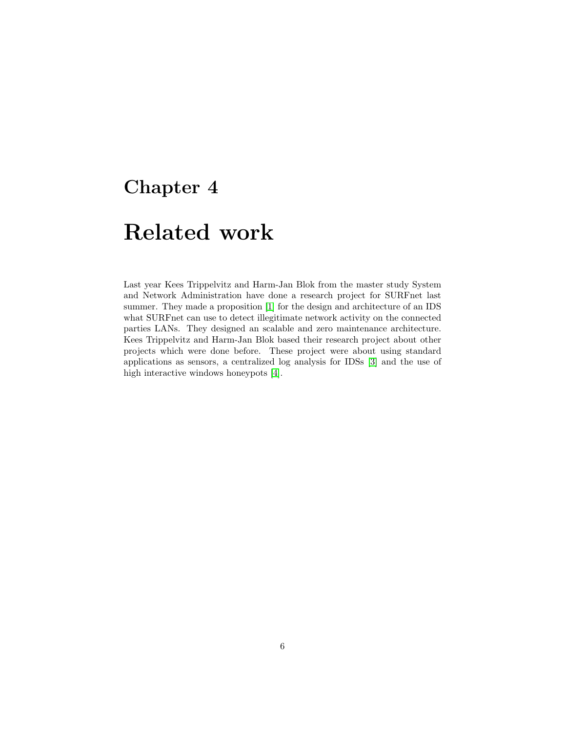# Chapter 4

# Related work

Last year Kees Trippelvitz and Harm-Jan Blok from the master study System and Network Administration have done a research project for SURFnet last summer. They made a proposition [1] for the design and architecture of an IDS what SURFnet can use to detect illegitimate network activity on the connected parties LANs. They designed an scalable and zero maintenance architecture. Kees Trippelvitz and Harm-Jan Blok based their research project about other projects which were done before. These project were about using standard applications as sensors, a centralized log analysis for IDSs [3] and the use of high interactive windows honeypots [4].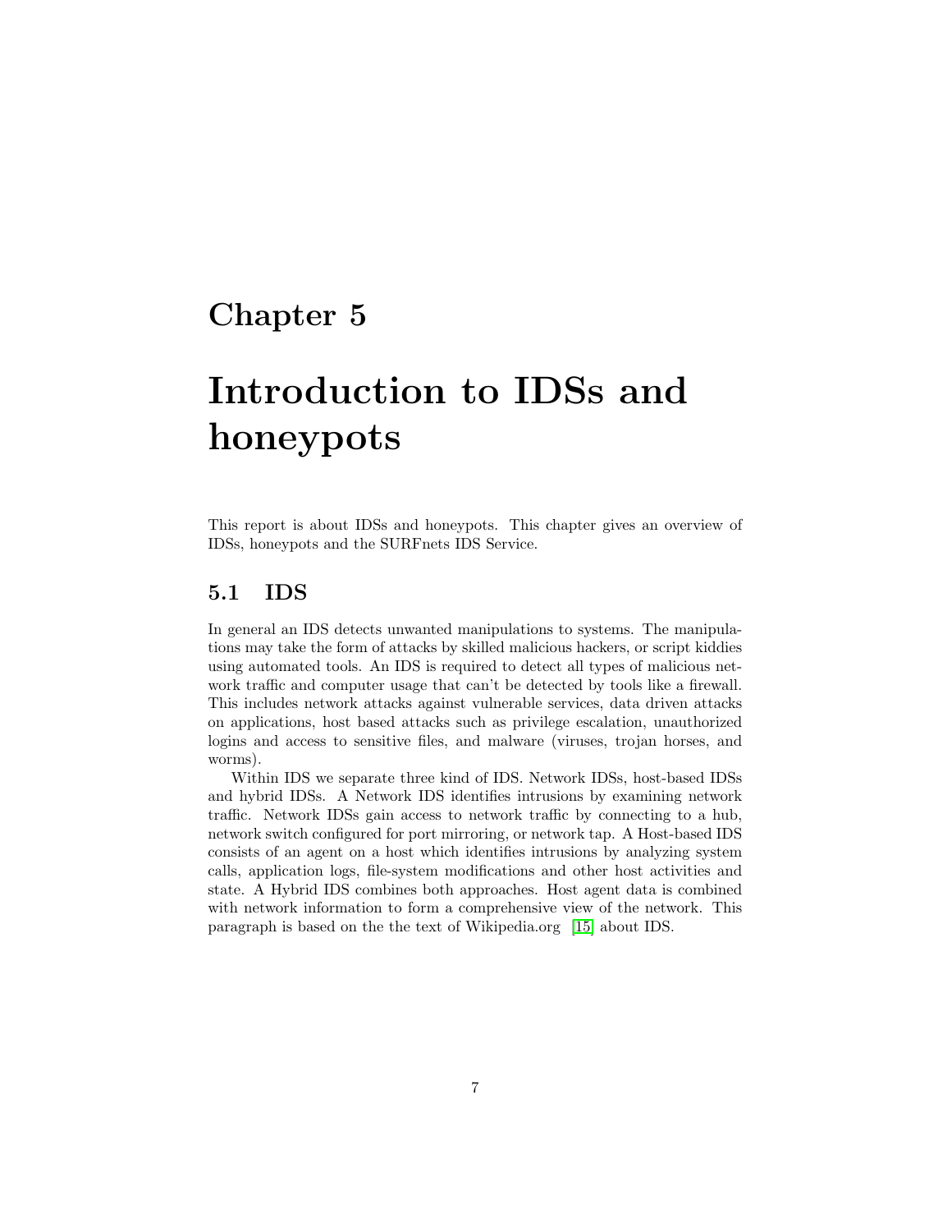# Chapter 5

# Introduction to IDSs and honeypots

This report is about IDSs and honeypots. This chapter gives an overview of IDSs, honeypots and the SURFnets IDS Service.

## 5.1 IDS

In general an IDS detects unwanted manipulations to systems. The manipulations may take the form of attacks by skilled malicious hackers, or script kiddies using automated tools. An IDS is required to detect all types of malicious network traffic and computer usage that can't be detected by tools like a firewall. This includes network attacks against vulnerable services, data driven attacks on applications, host based attacks such as privilege escalation, unauthorized logins and access to sensitive files, and malware (viruses, trojan horses, and worms).

Within IDS we separate three kind of IDS. Network IDSs, host-based IDSs and hybrid IDSs. A Network IDS identifies intrusions by examining network traffic. Network IDSs gain access to network traffic by connecting to a hub, network switch configured for port mirroring, or network tap. A Host-based IDS consists of an agent on a host which identifies intrusions by analyzing system calls, application logs, file-system modifications and other host activities and state. A Hybrid IDS combines both approaches. Host agent data is combined with network information to form a comprehensive view of the network. This paragraph is based on the the text of Wikipedia.org [15] about IDS.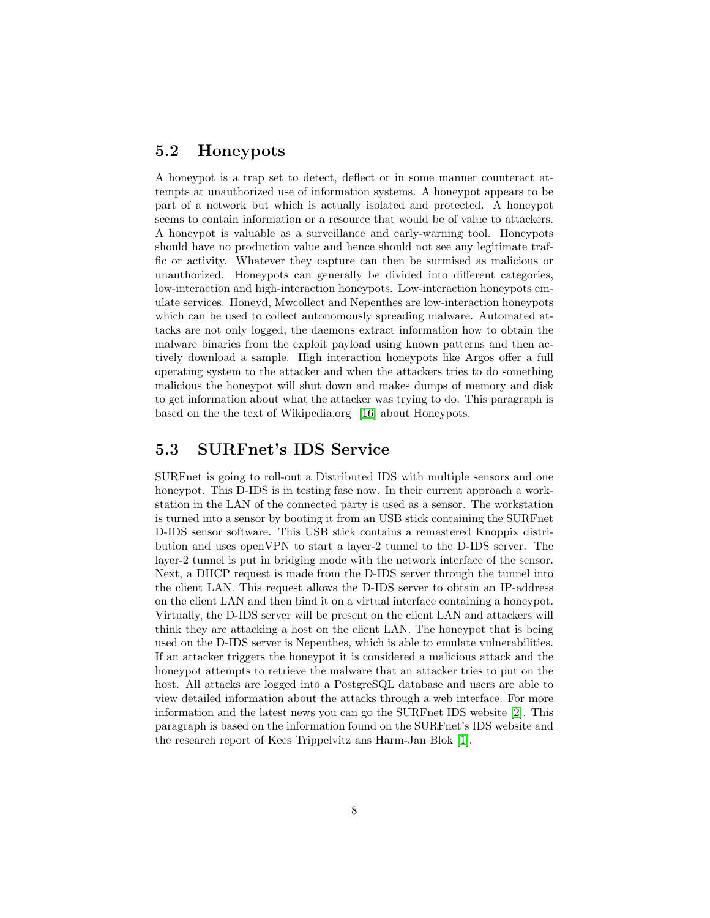## 5.2 Honeypots

A honeypot is a trap set to detect, deflect or in some manner counteract attempts at unauthorized use of information systems. A honeypot appears to be part of a network but which is actually isolated and protected. A honeypot seems to contain information or a resource that would be of value to attackers. A honeypot is valuable as a surveillance and early-warning tool. Honeypots should have no production value and hence should not see any legitimate traffic or activity. Whatever they capture can then be surmised as malicious or unauthorized. Honeypots can generally be divided into different categories, low-interaction and high-interaction honeypots. Low-interaction honeypots emulate services. Honeyd, Mwcollect and Nepenthes are low-interaction honeypots which can be used to collect autonomously spreading malware. Automated attacks are not only logged, the daemons extract information how to obtain the malware binaries from the exploit payload using known patterns and then actively download a sample. High interaction honeypots like Argos offer a full operating system to the attacker and when the attackers tries to do something malicious the honeypot will shut down and makes dumps of memory and disk to get information about what the attacker was trying to do. This paragraph is based on the the text of Wikipedia.org [16] about Honeypots.

## 5.3 SURFnet's IDS Service

SURFnet is going to roll-out a Distributed IDS with multiple sensors and one honeypot. This D-IDS is in testing fase now. In their current approach a workstation in the LAN of the connected party is used as a sensor. The workstation is turned into a sensor by booting it from an USB stick containing the SURFnet D-IDS sensor software. This USB stick contains a remastered Knoppix distribution and uses openVPN to start a layer-2 tunnel to the D-IDS server. The layer-2 tunnel is put in bridging mode with the network interface of the sensor. Next, a DHCP request is made from the D-IDS server through the tunnel into the client LAN. This request allows the D-IDS server to obtain an IP-address on the client LAN and then bind it on a virtual interface containing a honeypot. Virtually, the D-IDS server will be present on the client LAN and attackers will think they are attacking a host on the client LAN. The honeypot that is being used on the D-IDS server is Nepenthes, which is able to emulate vulnerabilities. If an attacker triggers the honeypot it is considered a malicious attack and the honeypot attempts to retrieve the malware that an attacker tries to put on the host. All attacks are logged into a PostgreSQL database and users are able to view detailed information about the attacks through a web interface. For more information and the latest news you can go the SURFnet IDS website [2]. This paragraph is based on the information found on the SURFnet's IDS website and the research report of Kees Trippelvitz ans Harm-Jan Blok [1].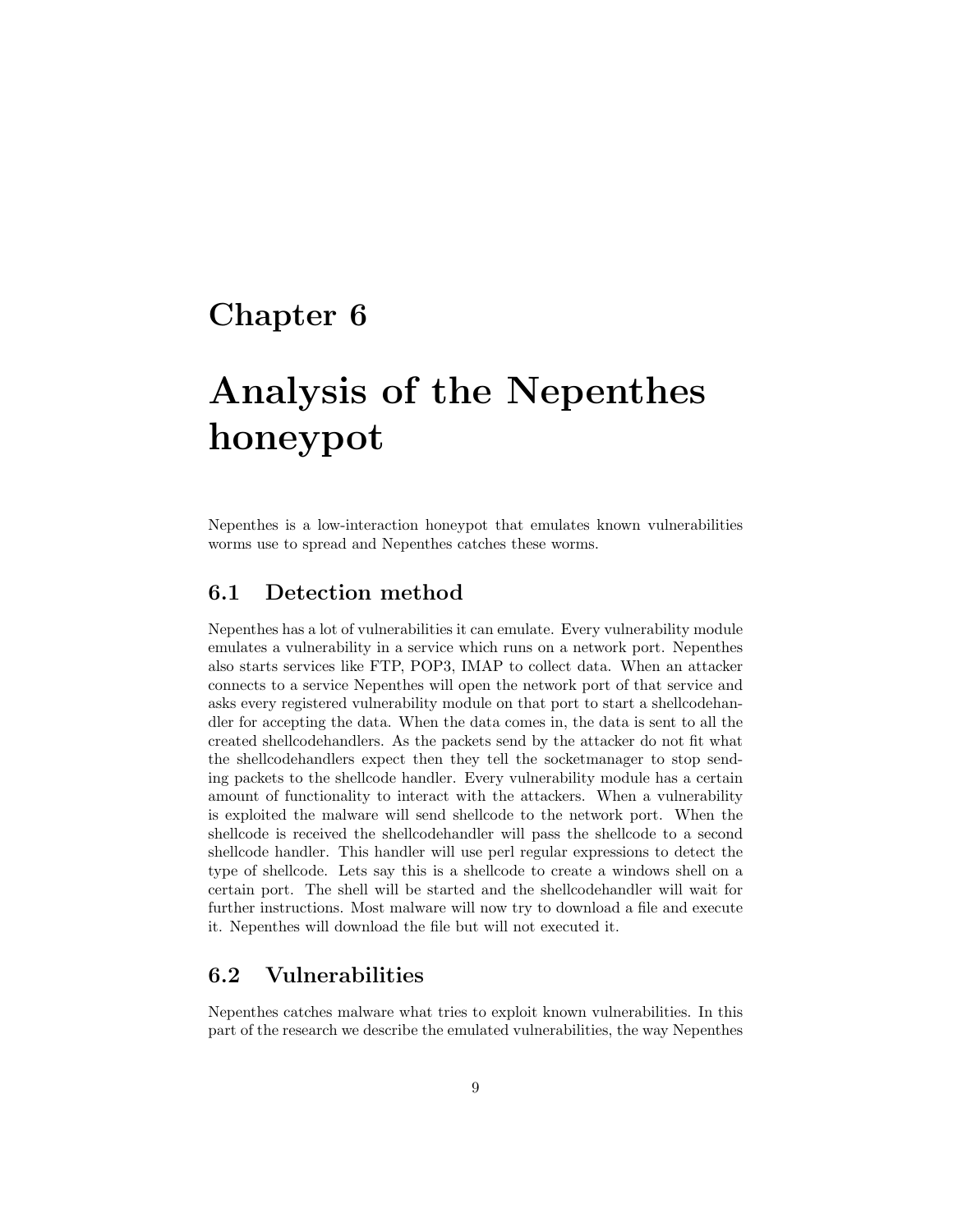# Chapter 6

# Analysis of the Nepenthes honeypot

Nepenthes is a low-interaction honeypot that emulates known vulnerabilities worms use to spread and Nepenthes catches these worms.

## 6.1 Detection method

Nepenthes has a lot of vulnerabilities it can emulate. Every vulnerability module emulates a vulnerability in a service which runs on a network port. Nepenthes also starts services like FTP, POP3, IMAP to collect data. When an attacker connects to a service Nepenthes will open the network port of that service and asks every registered vulnerability module on that port to start a shellcodehandler for accepting the data. When the data comes in, the data is sent to all the created shellcodehandlers. As the packets send by the attacker do not fit what the shellcodehandlers expect then they tell the socketmanager to stop sending packets to the shellcode handler. Every vulnerability module has a certain amount of functionality to interact with the attackers. When a vulnerability is exploited the malware will send shellcode to the network port. When the shellcode is received the shellcodehandler will pass the shellcode to a second shellcode handler. This handler will use perl regular expressions to detect the type of shellcode. Lets say this is a shellcode to create a windows shell on a certain port. The shell will be started and the shellcodehandler will wait for further instructions. Most malware will now try to download a file and execute it. Nepenthes will download the file but will not executed it.

## 6.2 Vulnerabilities

Nepenthes catches malware what tries to exploit known vulnerabilities. In this part of the research we describe the emulated vulnerabilities, the way Nepenthes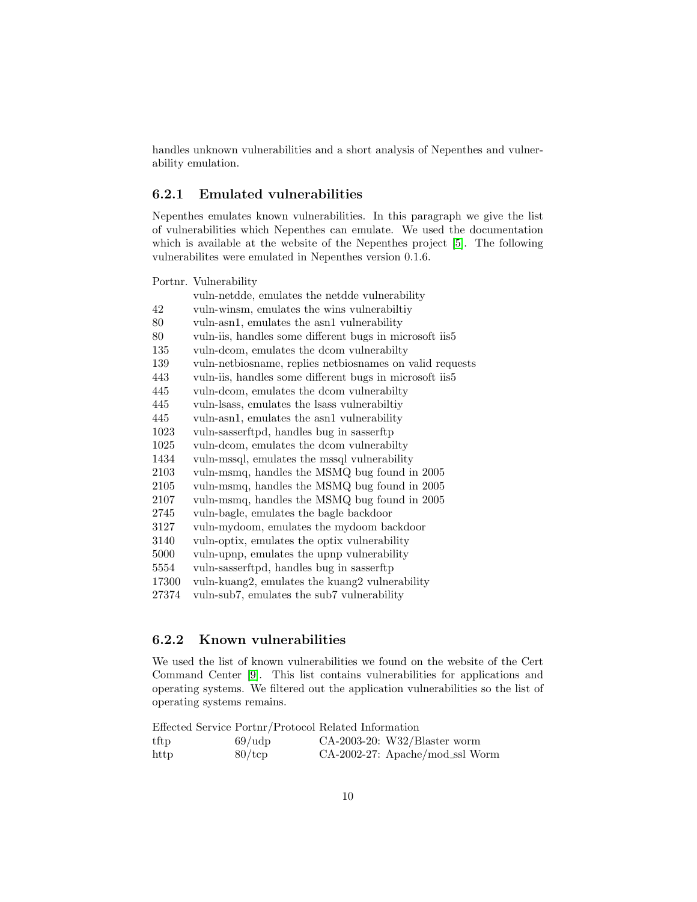handles unknown vulnerabilities and a short analysis of Nepenthes and vulnerability emulation.

### 6.2.1 Emulated vulnerabilities

Nepenthes emulates known vulnerabilities. In this paragraph we give the list of vulnerabilities which Nepenthes can emulate. We used the documentation which is available at the website of the Nepenthes project [5]. The following vulnerabilites were emulated in Nepenthes version 0.1.6.

| Portnr. | Vulnerability |
|---|---|
| | vuln-netdde, emulates the netdde vulnerability |
| 42 | vuln-winsm, emulates the wins vulnerabiltiy |
| 80 | vuln-asn1, emulates the asn1 vulnerability |
| 80 | vuln-iis, handles some different bugs in microsoft iis5 |
| 135 | vuln-dcom, emulates the dcom vulnerabilty |
| 139 | vuln-netbiosname, replies netbiosnames on valid requests |
| 443 | vuln-iis, handles some different bugs in microsoft iis5 |
| 445 | vuln-dcom, emulates the dcom vulnerabilty |
| 445 | vuln-lsass, emulates the lsass vulnerabiltiy |
| 445 | vuln-asn1, emulates the asn1 vulnerability |
| 1023 | vuln-sasserftpd, handles bug in sasserftp |
| 1025 | vuln-dcom, emulates the dcom vulnerabilty |
| 1434 | vuln-mssql, emulates the mssql vulnerability |
| 2103 | vuln-msmq, handles the MSMQ bug found in 2005 |
| 2105 | vuln-msmq, handles the MSMQ bug found in 2005 |
| 2107 | vuln-msmq, handles the MSMQ bug found in 2005 |
| 2745 | vuln-bagle, emulates the bagle backdoor |
| 3127 | vuln-mydoom, emulates the mydoom backdoor |
| 3140 | vuln-optix, emulates the optix vulnerability |
| 5000 | vuln-upnp, emulates the upnp vulnerability |
| 5554 | vuln-sasserftpd, handles bug in sasserftp |
| 17300 | vuln-kuang2, emulates the kuang2 vulnerability |
| 27374 | vuln-sub7, emulates the sub7 vulnerability |

### 6.2.2 Known vulnerabilities

We used the list of known vulnerabilities we found on the website of the Cert Command Center [9]. This list contains vulnerabilities for applications and operating systems. We filtered out the application vulnerabilities so the list of operating systems remains.

| Effected Service | Portnr/Protocol | Related Information |
|---|---|---|
| tftp | 69/udp | CA-2003-20: W32/Blaster worm |
| http | 80/tcp | CA-2002-27: Apache/mod_ssl Worm |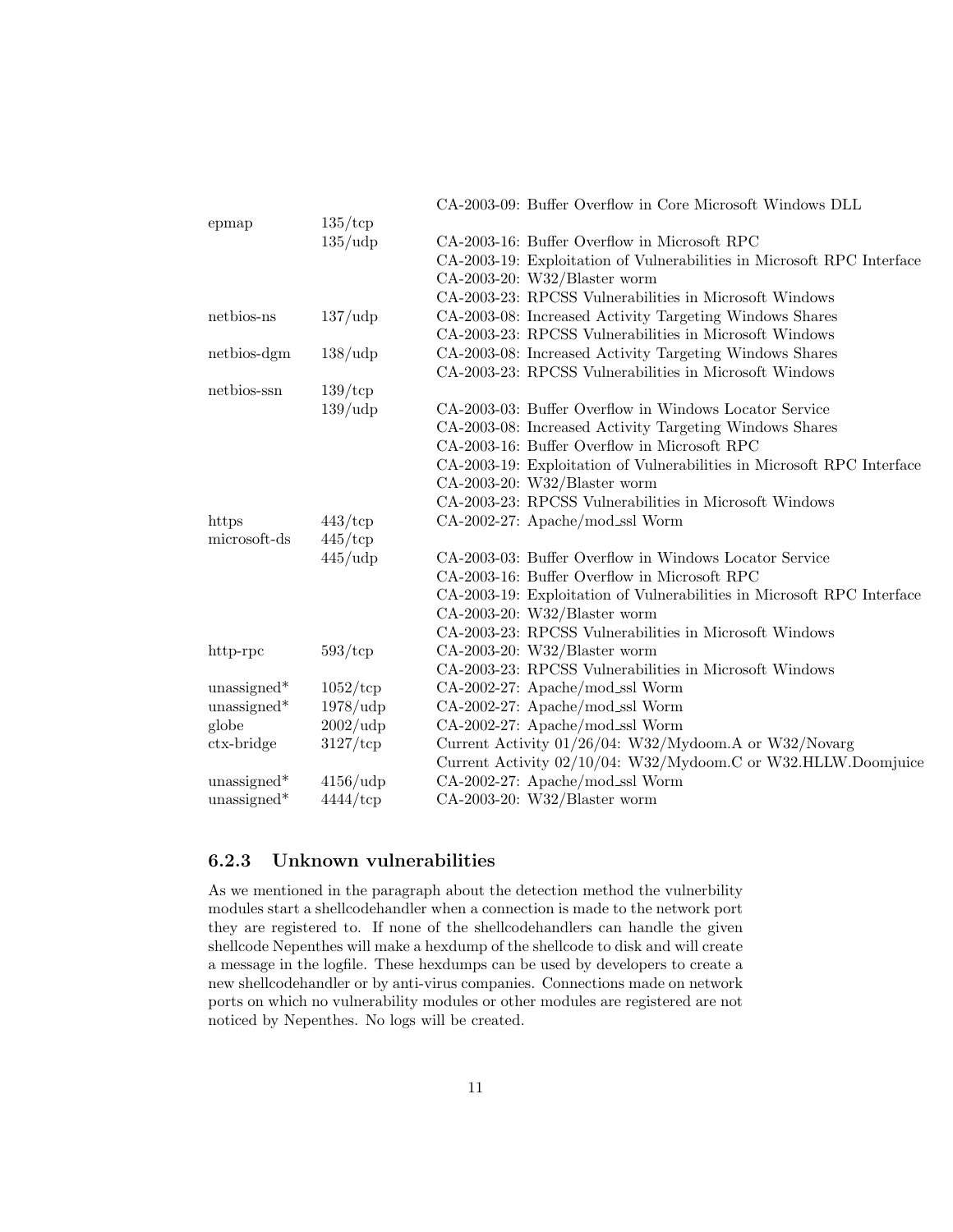| | | |
|---|---|---|
| | | CA-2003-09: Buffer Overflow in Core Microsoft Windows DLL |
| epmap | 135/tcp | |
| | 135/udp | CA-2003-16: Buffer Overflow in Microsoft RPC |
| | | CA-2003-19: Exploitation of Vulnerabilities in Microsoft RPC Interface |
| | | CA-2003-20: W32/Blaster worm |
| | | CA-2003-23: RPCSS Vulnerabilities in Microsoft Windows |
| netbios-ns | 137/udp | CA-2003-08: Increased Activity Targeting Windows Shares |
| | | CA-2003-23: RPCSS Vulnerabilities in Microsoft Windows |
| netbios-dgm | 138/udp | CA-2003-08: Increased Activity Targeting Windows Shares |
| | | CA-2003-23: RPCSS Vulnerabilities in Microsoft Windows |
| netbios-ssn | 139/tcp | |
| | 139/udp | CA-2003-03: Buffer Overflow in Windows Locator Service |
| | | CA-2003-08: Increased Activity Targeting Windows Shares |
| | | CA-2003-16: Buffer Overflow in Microsoft RPC |
| | | CA-2003-19: Exploitation of Vulnerabilities in Microsoft RPC Interface |
| | | CA-2003-20: W32/Blaster worm |
| | | CA-2003-23: RPCSS Vulnerabilities in Microsoft Windows |
| https | 443/tcp | CA-2002-27: Apache/mod_ssl Worm |
| microsoft-ds | 445/tcp | |
| | 445/udp | CA-2003-03: Buffer Overflow in Windows Locator Service |
| | | CA-2003-16: Buffer Overflow in Microsoft RPC |
| | | CA-2003-19: Exploitation of Vulnerabilities in Microsoft RPC Interface |
| | | CA-2003-20: W32/Blaster worm |
| | | CA-2003-23: RPCSS Vulnerabilities in Microsoft Windows |
| http-rpc | 593/tcp | CA-2003-20: W32/Blaster worm |
| | | CA-2003-23: RPCSS Vulnerabilities in Microsoft Windows |
| unassigned* | 1052/tcp | CA-2002-27: Apache/mod_ssl Worm |
| unassigned* | 1978/udp | CA-2002-27: Apache/mod_ssl Worm |
| globe | 2002/udp | CA-2002-27: Apache/mod_ssl Worm |
| ctx-bridge | 3127/tcp | Current Activity 01/26/04: W32/Mydoom.A or W32/Novarg |
| | | Current Activity 02/10/04: W32/Mydoom.C or W32.HLLW.Doomjuice |
| unassigned* | 4156/udp | CA-2002-27: Apache/mod_ssl Worm |
| unassigned* | 4444/tcp | CA-2003-20: W32/Blaster worm |

### 6.2.3 Unknown vulnerabilities

As we mentioned in the paragraph about the detection method the vulnerbility modules start a shellcodehandler when a connection is made to the network port they are registered to. If none of the shellcodehandlers can handle the given shellcode Nepenthes will make a hexdump of the shellcode to disk and will create a message in the logfile. These hexdumps can be used by developers to create a new shellcodehandler or by anti-virus companies. Connections made on network ports on which no vulnerability modules or other modules are registered are not noticed by Nepenthes. No logs will be created.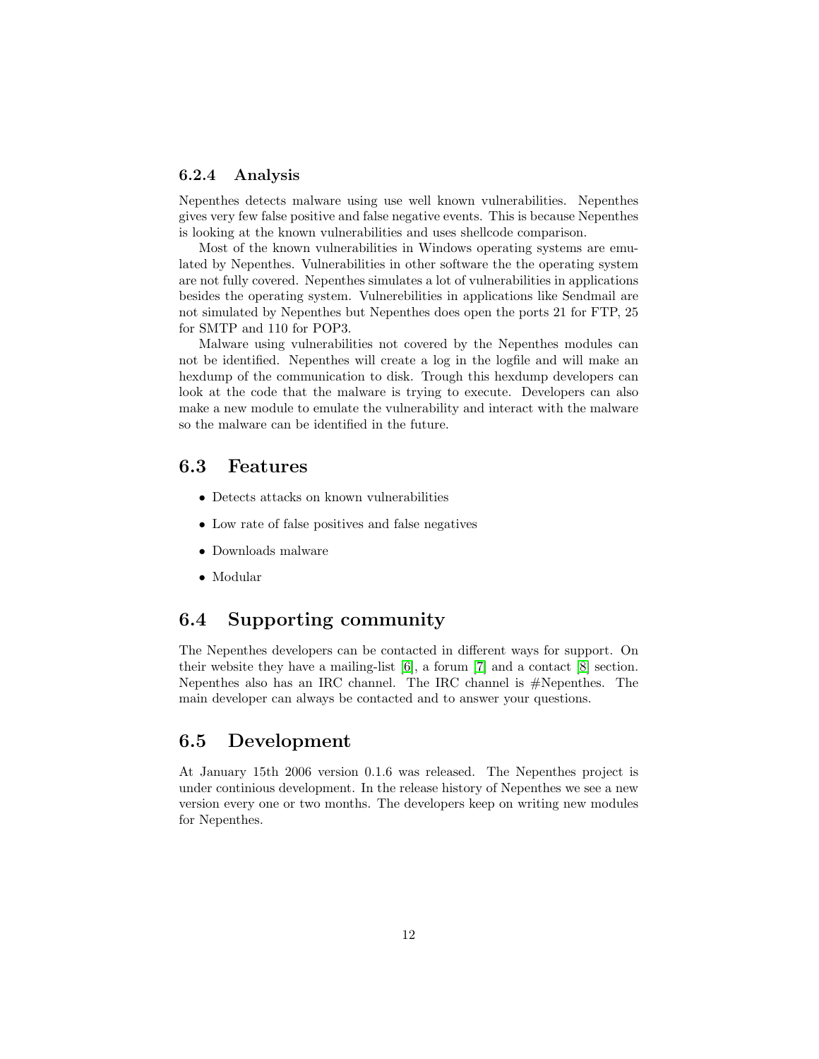### 6.2.4 Analysis

Nepenthes detects malware using use well known vulnerabilities. Nepenthes gives very few false positive and false negative events. This is because Nepenthes is looking at the known vulnerabilities and uses shellcode comparison.

Most of the known vulnerabilities in Windows operating systems are emulated by Nepenthes. Vulnerabilities in other software the the operating system are not fully covered. Nepenthes simulates a lot of vulnerabilities in applications besides the operating system. Vulnerebilities in applications like Sendmail are not simulated by Nepenthes but Nepenthes does open the ports 21 for FTP, 25 for SMTP and 110 for POP3.

Malware using vulnerabilities not covered by the Nepenthes modules can not be identified. Nepenthes will create a log in the logfile and will make an hexdump of the communication to disk. Trough this hexdump developers can look at the code that the malware is trying to execute. Developers can also make a new module to emulate the vulnerability and interact with the malware so the malware can be identified in the future.

## 6.3 Features

- Detects attacks on known vulnerabilities
- Low rate of false positives and false negatives
- Downloads malware
- Modular

## 6.4 Supporting community

The Nepenthes developers can be contacted in different ways for support. On their website they have a mailing-list [6], a forum [7] and a contact [8] section. Nepenthes also has an IRC channel. The IRC channel is #Nepenthes. The main developer can always be contacted and to answer your questions.

## 6.5 Development

At January 15th 2006 version 0.1.6 was released. The Nepenthes project is under continious development. In the release history of Nepenthes we see a new version every one or two months. The developers keep on writing new modules for Nepenthes.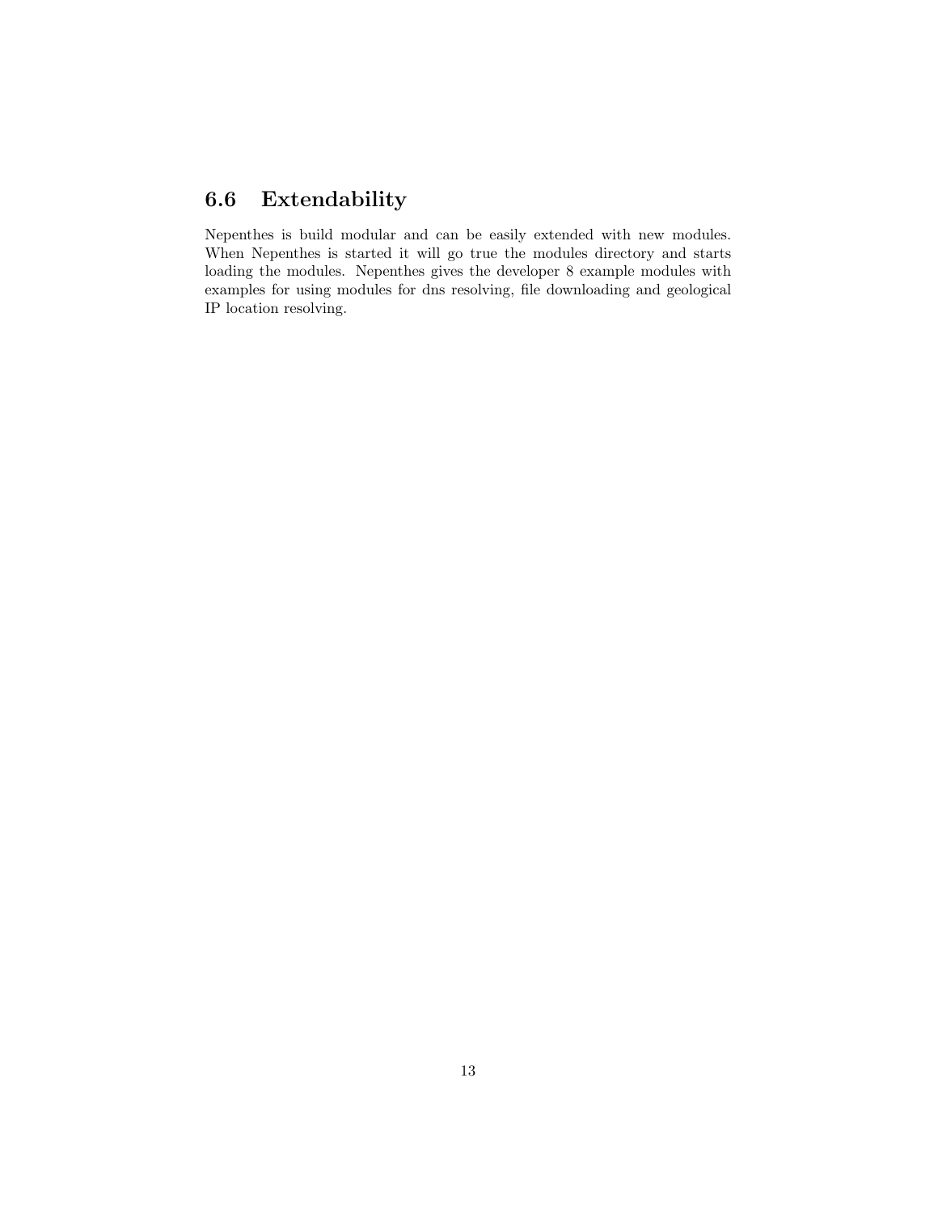## 6.6 Extendability

Nepenthes is build modular and can be easily extended with new modules. When Nepenthes is started it will go true the modules directory and starts loading the modules. Nepenthes gives the developer 8 example modules with examples for using modules for dns resolving, file downloading and geological IP location resolving.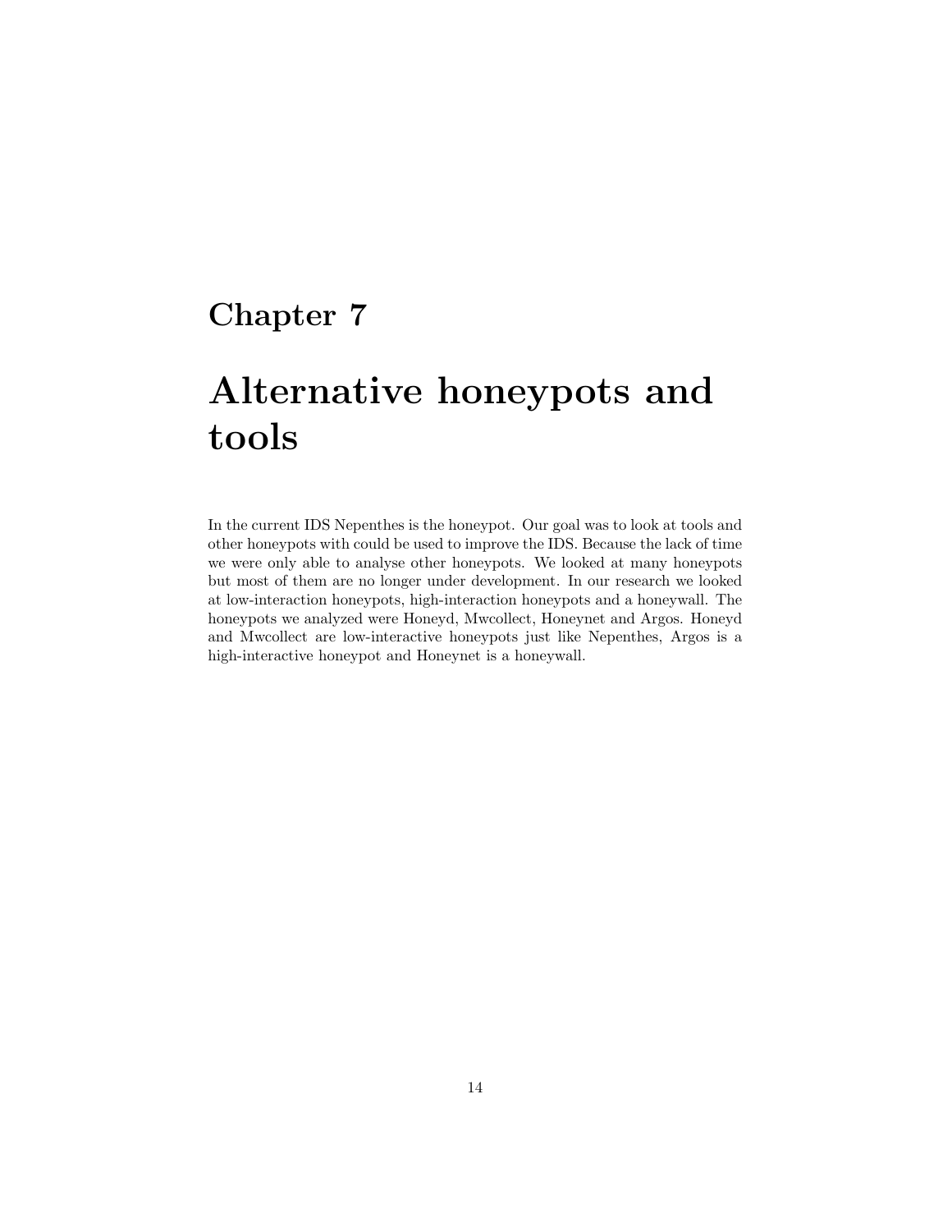# Chapter 7

# Alternative honeypots and tools

In the current IDS Nepenthes is the honeypot. Our goal was to look at tools and other honeypots with could be used to improve the IDS. Because the lack of time we were only able to analyse other honeypots. We looked at many honeypots but most of them are no longer under development. In our research we looked at low-interaction honeypots, high-interaction honeypots and a honeywall. The honeypots we analyzed were Honeyd, Mwcollect, Honeynet and Argos. Honeyd and Mwcollect are low-interactive honeypots just like Nepenthes, Argos is a high-interactive honeypot and Honeynet is a honeywall.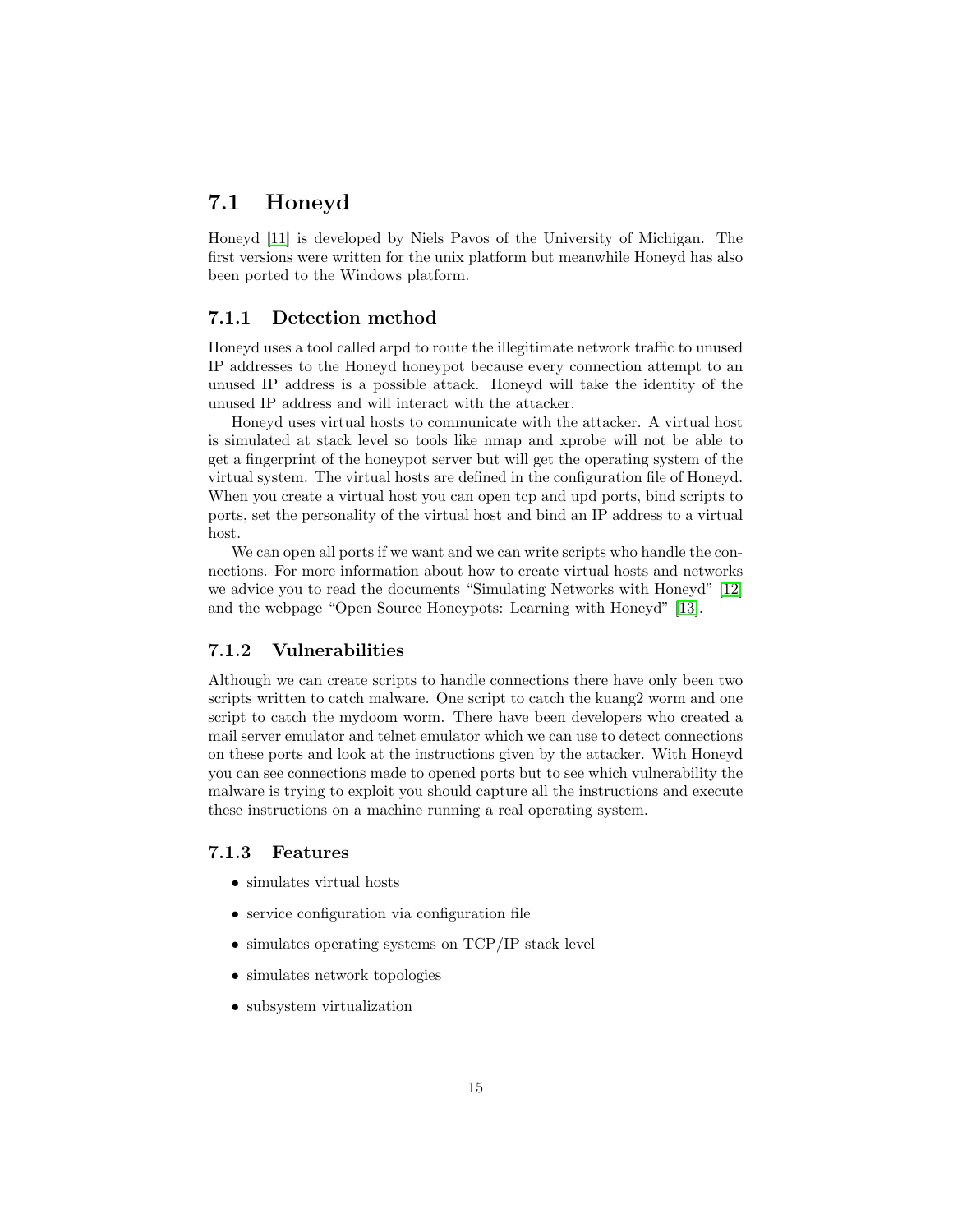## 7.1 Honeyd

Honeyd [11] is developed by Niels Pavos of the University of Michigan. The first versions were written for the unix platform but meanwhile Honeyd has also been ported to the Windows platform.

### 7.1.1 Detection method

Honeyd uses a tool called arpd to route the illegitimate network traffic to unused IP addresses to the Honeyd honeypot because every connection attempt to an unused IP address is a possible attack. Honeyd will take the identity of the unused IP address and will interact with the attacker.

Honeyd uses virtual hosts to communicate with the attacker. A virtual host is simulated at stack level so tools like nmap and xprobe will not be able to get a fingerprint of the honeypot server but will get the operating system of the virtual system. The virtual hosts are defined in the configuration file of Honeyd. When you create a virtual host you can open tcp and upd ports, bind scripts to ports, set the personality of the virtual host and bind an IP address to a virtual host.

We can open all ports if we want and we can write scripts who handle the connections. For more information about how to create virtual hosts and networks we advice you to read the documents "Simulating Networks with Honeyd" [12] and the webpage "Open Source Honeypots: Learning with Honeyd" [13].

### 7.1.2 Vulnerabilities

Although we can create scripts to handle connections there have only been two scripts written to catch malware. One script to catch the kuang2 worm and one script to catch the mydoom worm. There have been developers who created a mail server emulator and telnet emulator which we can use to detect connections on these ports and look at the instructions given by the attacker. With Honeyd you can see connections made to opened ports but to see which vulnerability the malware is trying to exploit you should capture all the instructions and execute these instructions on a machine running a real operating system.

### 7.1.3 Features

- simulates virtual hosts
- service configuration via configuration file
- simulates operating systems on TCP/IP stack level
- simulates network topologies
- subsystem virtualization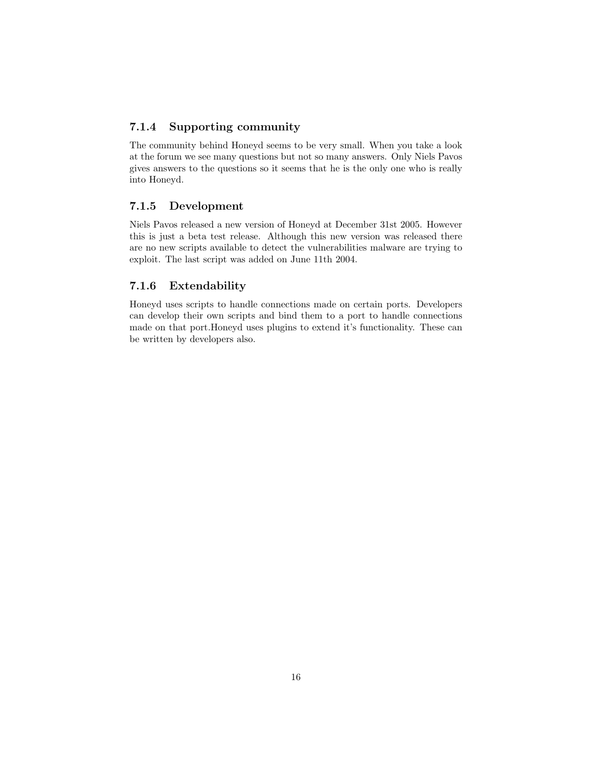### 7.1.4 Supporting community

The community behind Honeyd seems to be very small. When you take a look at the forum we see many questions but not so many answers. Only Niels Pavos gives answers to the questions so it seems that he is the only one who is really into Honeyd.

### 7.1.5 Development

Niels Pavos released a new version of Honeyd at December 31st 2005. However this is just a beta test release. Although this new version was released there are no new scripts available to detect the vulnerabilities malware are trying to exploit. The last script was added on June 11th 2004.

### 7.1.6 Extendability

Honeyd uses scripts to handle connections made on certain ports. Developers can develop their own scripts and bind them to a port to handle connections made on that port.Honeyd uses plugins to extend it's functionality. These can be written by developers also.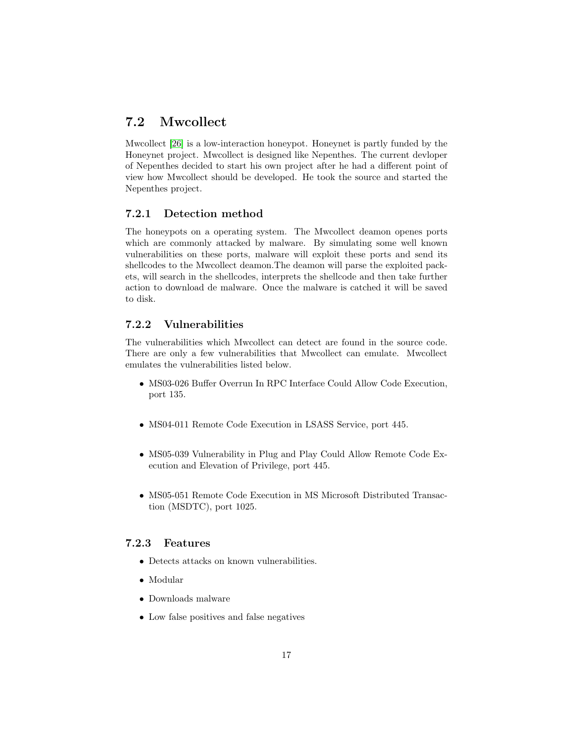## 7.2 Mwcollect

Mwcollect [26] is a low-interaction honeypot. Honeynet is partly funded by the Honeynet project. Mwcollect is designed like Nepenthes. The current devloper of Nepenthes decided to start his own project after he had a different point of view how Mwcollect should be developed. He took the source and started the Nepenthes project.

### 7.2.1 Detection method

The honeypots on a operating system. The Mwcollect deamon openes ports which are commonly attacked by malware. By simulating some well known vulnerabilities on these ports, malware will exploit these ports and send its shellcodes to the Mwcollect deamon.The deamon will parse the exploited packets, will search in the shellcodes, interprets the shellcode and then take further action to download de malware. Once the malware is catched it will be saved to disk.

### 7.2.2 Vulnerabilities

The vulnerabilities which Mwcollect can detect are found in the source code. There are only a few vulnerabilities that Mwcollect can emulate. Mwcollect emulates the vulnerabilities listed below.

- MS03-026 Buffer Overrun In RPC Interface Could Allow Code Execution, port 135.

- MS04-011 Remote Code Execution in LSASS Service, port 445.

- MS05-039 Vulnerability in Plug and Play Could Allow Remote Code Execution and Elevation of Privilege, port 445.

- MS05-051 Remote Code Execution in MS Microsoft Distributed Transaction (MSDTC), port 1025.

### 7.2.3 Features

- Detects attacks on known vulnerabilities.
- Modular
- Downloads malware
- Low false positives and false negatives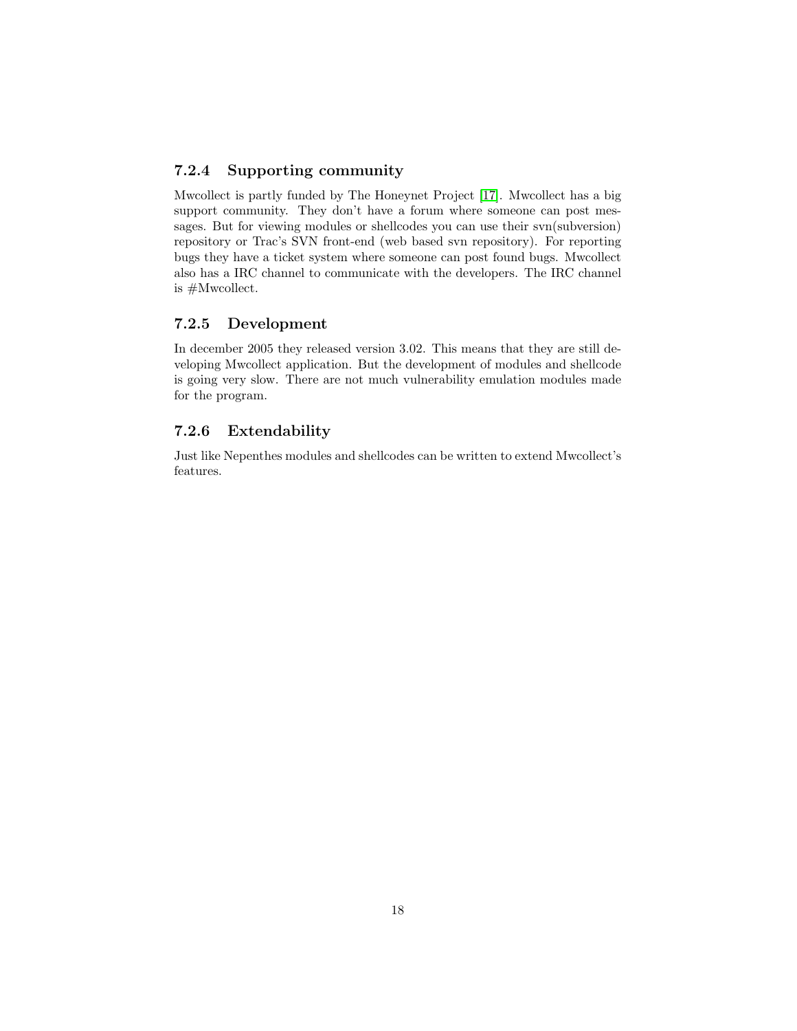### 7.2.4 Supporting community

Mwcollect is partly funded by The Honeynet Project [17]. Mwcollect has a big support community. They don't have a forum where someone can post messages. But for viewing modules or shellcodes you can use their svn(subversion) repository or Trac's SVN front-end (web based svn repository). For reporting bugs they have a ticket system where someone can post found bugs. Mwcollect also has a IRC channel to communicate with the developers. The IRC channel is #Mwcollect.

### 7.2.5 Development

In december 2005 they released version 3.02. This means that they are still developing Mwcollect application. But the development of modules and shellcode is going very slow. There are not much vulnerability emulation modules made for the program.

### 7.2.6 Extendability

Just like Nepenthes modules and shellcodes can be written to extend Mwcollect's features.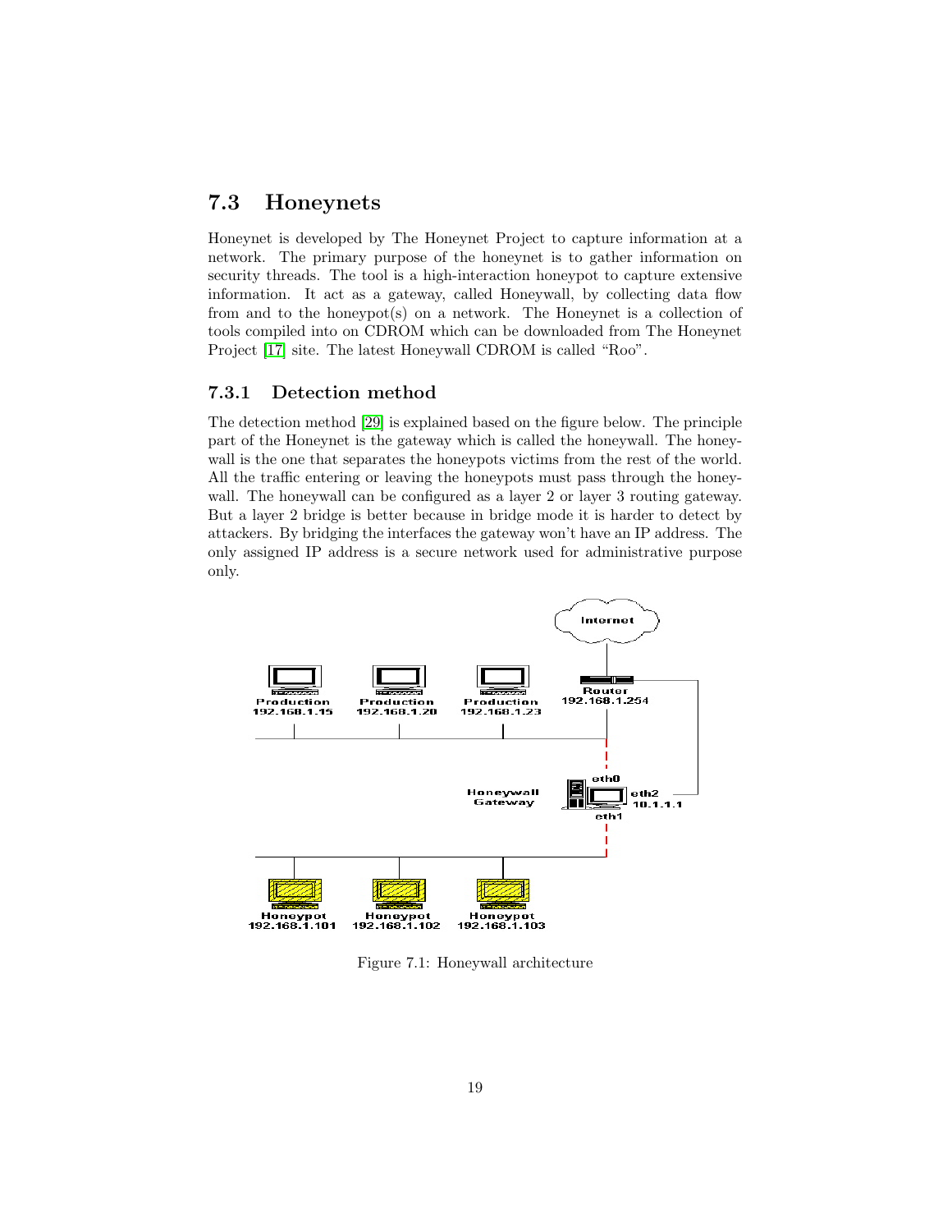## 7.3 Honeynets

Honeynet is developed by The Honeynet Project to capture information at a network. The primary purpose of the honeynet is to gather information on security threads. The tool is a high-interaction honeypot to capture extensive information. It act as a gateway, called Honeywall, by collecting data flow from and to the honeypot(s) on a network. The Honeynet is a collection of tools compiled into on CDROM which can be downloaded from The Honeynet Project [17] site. The latest Honeywall CDROM is called "Roo".

### 7.3.1 Detection method

The detection method [29] is explained based on the figure below. The principle part of the Honeynet is the gateway which is called the honeywall. The honeywall is the one that separates the honeypots victims from the rest of the world. All the traffic entering or leaving the honeypots must pass through the honeywall. The honeywall can be configured as a layer 2 or layer 3 routing gateway. But a layer 2 bridge is better because in bridge mode it is harder to detect by attackers. By bridging the interfaces the gateway won't have an IP address. The only assigned IP address is a secure network used for administrative purpose only.

Figure 7.1: Honeywall architecture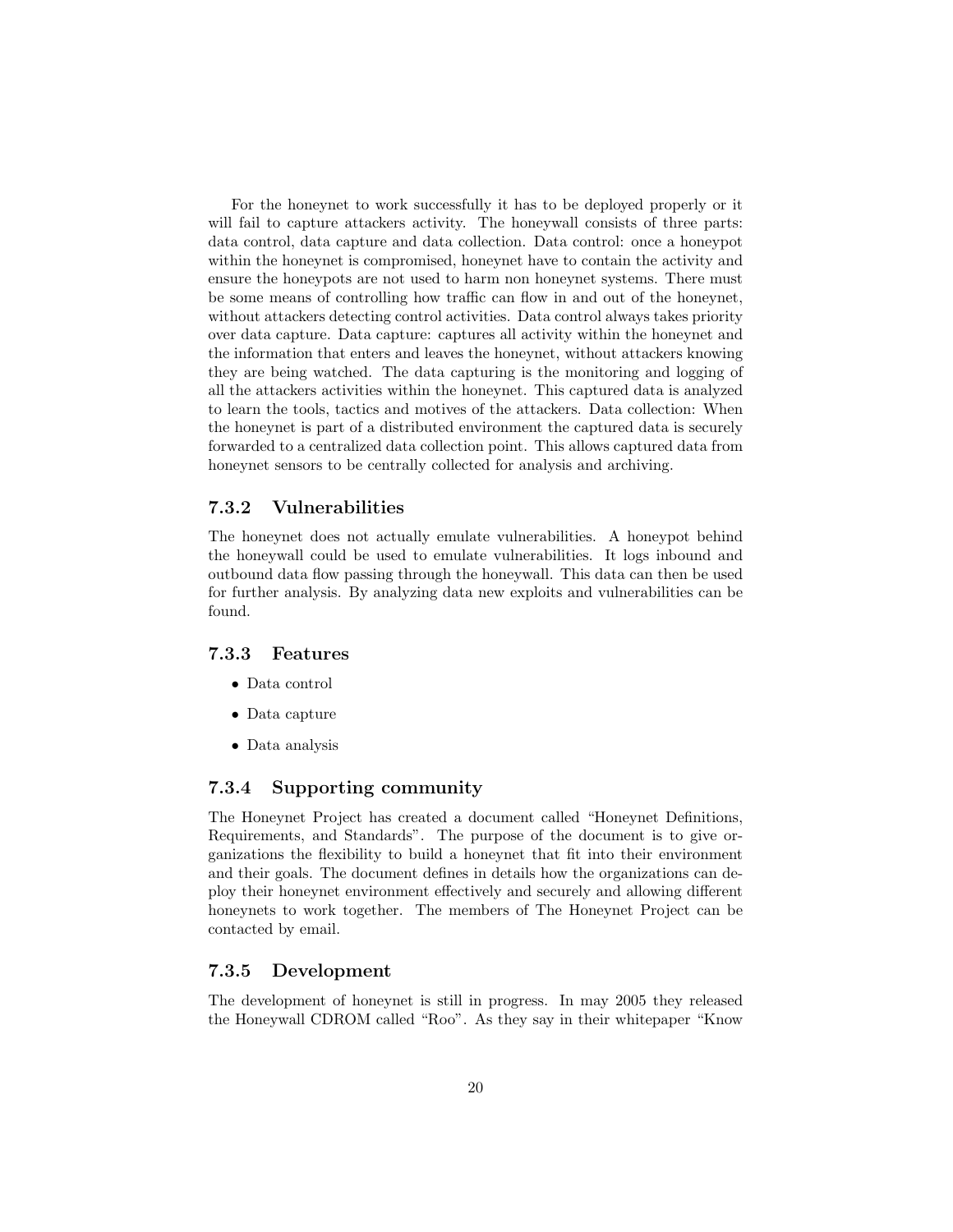For the honeynet to work successfully it has to be deployed properly or it will fail to capture attackers activity. The honeywall consists of three parts: data control, data capture and data collection. Data control: once a honeypot within the honeynet is compromised, honeynet have to contain the activity and ensure the honeypots are not used to harm non honeynet systems. There must be some means of controlling how traffic can flow in and out of the honeynet, without attackers detecting control activities. Data control always takes priority over data capture. Data capture: captures all activity within the honeynet and the information that enters and leaves the honeynet, without attackers knowing they are being watched. The data capturing is the monitoring and logging of all the attackers activities within the honeynet. This captured data is analyzed to learn the tools, tactics and motives of the attackers. Data collection: When the honeynet is part of a distributed environment the captured data is securely forwarded to a centralized data collection point. This allows captured data from honeynet sensors to be centrally collected for analysis and archiving.

### 7.3.2 Vulnerabilities

The honeynet does not actually emulate vulnerabilities. A honeypot behind the honeywall could be used to emulate vulnerabilities. It logs inbound and outbound data flow passing through the honeywall. This data can then be used for further analysis. By analyzing data new exploits and vulnerabilities can be found.

### 7.3.3 Features

- Data control
- Data capture
- Data analysis

### 7.3.4 Supporting community

The Honeynet Project has created a document called "Honeynet Definitions, Requirements, and Standards". The purpose of the document is to give organizations the flexibility to build a honeynet that fit into their environment and their goals. The document defines in details how the organizations can deploy their honeynet environment effectively and securely and allowing different honeynets to work together. The members of The Honeynet Project can be contacted by email.

### 7.3.5 Development

The development of honeynet is still in progress. In may 2005 they released the Honeywall CDROM called "Roo". As they say in their whitepaper "Know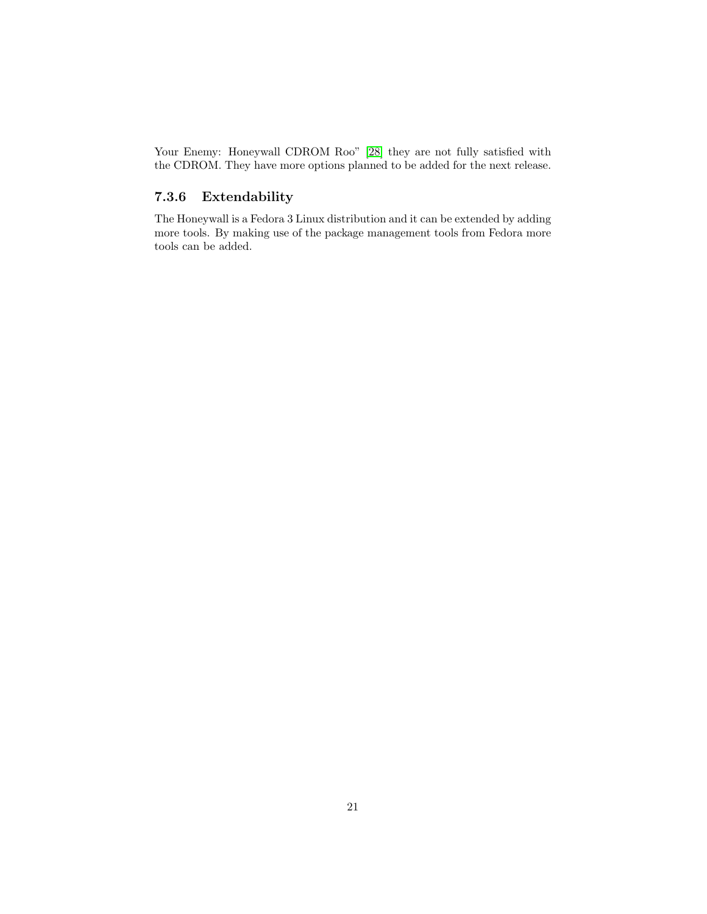Your Enemy: Honeywall CDROM Roo" [28] they are not fully satisfied with the CDROM. They have more options planned to be added for the next release.

### 7.3.6 Extendability

The Honeywall is a Fedora 3 Linux distribution and it can be extended by adding more tools. By making use of the package management tools from Fedora more tools can be added.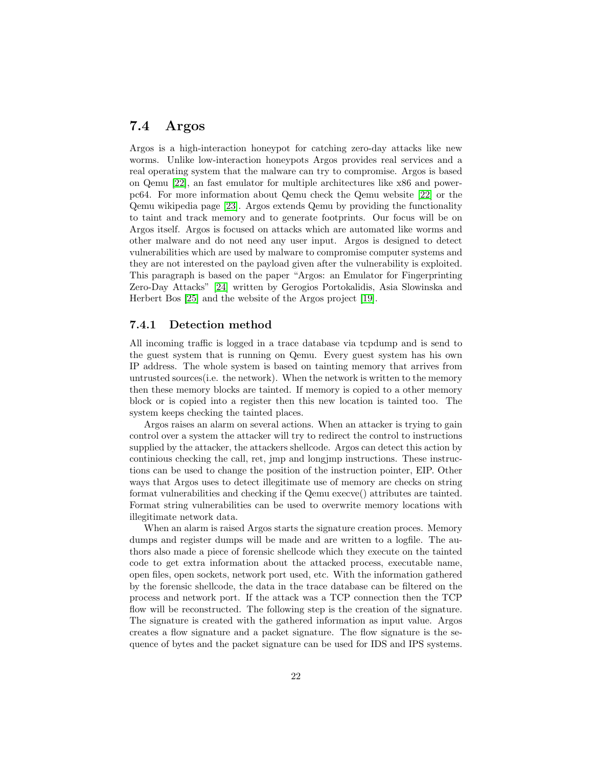## 7.4 Argos

Argos is a high-interaction honeypot for catching zero-day attacks like new worms. Unlike low-interaction honeypots Argos provides real services and a real operating system that the malware can try to compromise. Argos is based on Qemu [22], an fast emulator for multiple architectures like x86 and power-pc64. For more information about Qemu check the Qemu website [22] or the Qemu wikipedia page [23]. Argos extends Qemu by providing the functionality to taint and track memory and to generate footprints. Our focus will be on Argos itself. Argos is focused on attacks which are automated like worms and other malware and do not need any user input. Argos is designed to detect vulnerabilities which are used by malware to compromise computer systems and they are not interested on the payload given after the vulnerability is exploited. This paragraph is based on the paper "Argos: an Emulator for Fingerprinting Zero-Day Attacks" [24] written by Gerogios Portokalidis, Asia Slowinska and Herbert Bos [25] and the website of the Argos project [19].

### 7.4.1 Detection method

All incoming traffic is logged in a trace database via tcpdump and is send to the guest system that is running on Qemu. Every guest system has his own IP address. The whole system is based on tainting memory that arrives from untrusted sources(i.e. the network). When the network is written to the memory then these memory blocks are tainted. If memory is copied to a other memory block or is copied into a register then this new location is tainted too. The system keeps checking the tainted places.

Argos raises an alarm on several actions. When an attacker is trying to gain control over a system the attacker will try to redirect the control to instructions supplied by the attacker, the attackers shellcode. Argos can detect this action by continious checking the call, ret, jmp and longjmp instructions. These instructions can be used to change the position of the instruction pointer, EIP. Other ways that Argos uses to detect illegitimate use of memory are checks on string format vulnerabilities and checking if the Qemu execve() attributes are tainted. Format string vulnerabilities can be used to overwrite memory locations with illegitimate network data.

When an alarm is raised Argos starts the signature creation proces. Memory dumps and register dumps will be made and are written to a logfile. The authors also made a piece of forensic shellcode which they execute on the tainted code to get extra information about the attacked process, executable name, open files, open sockets, network port used, etc. With the information gathered by the forensic shellcode, the data in the trace database can be filtered on the process and network port. If the attack was a TCP connection then the TCP flow will be reconstructed. The following step is the creation of the signature. The signature is created with the gathered information as input value. Argos creates a flow signature and a packet signature. The flow signature is the sequence of bytes and the packet signature can be used for IDS and IPS systems.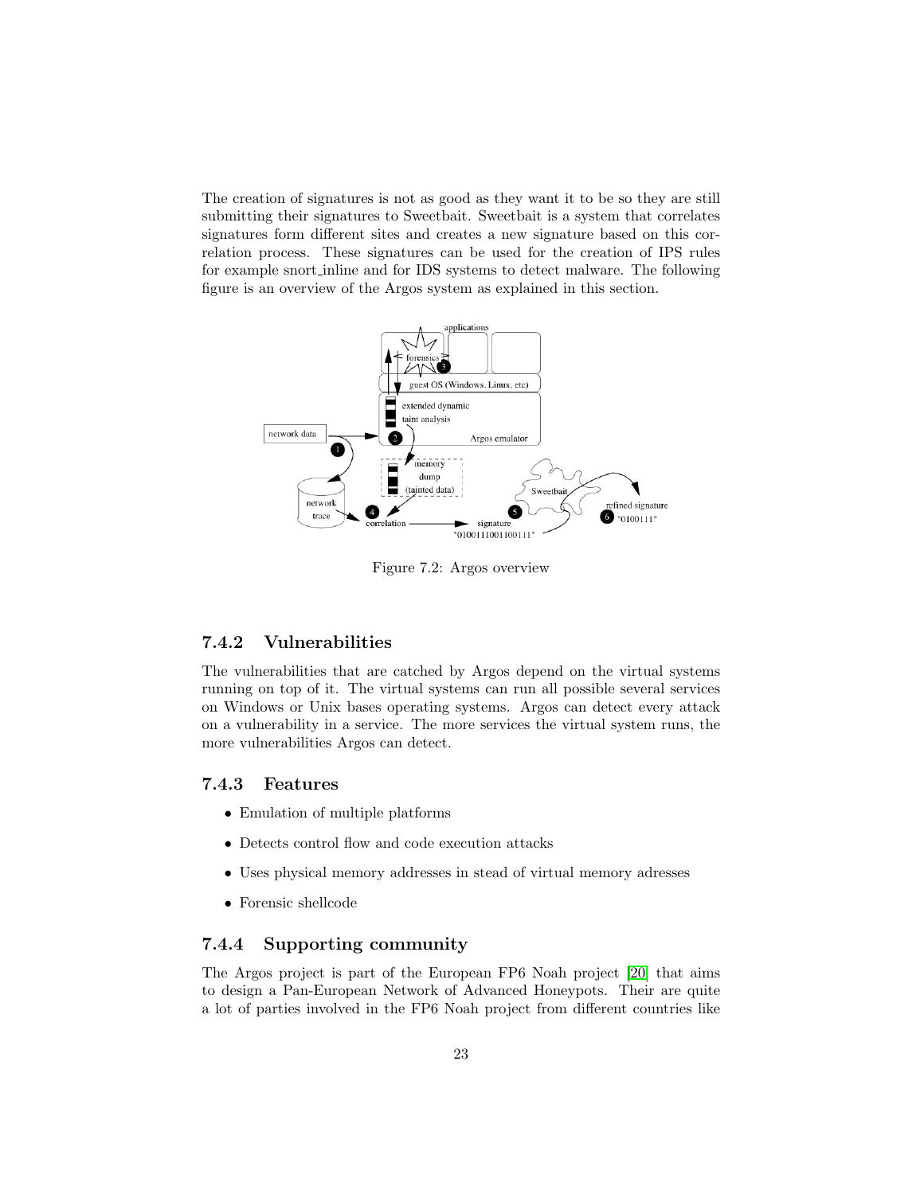The creation of signatures is not as good as they want it to be so they are still submitting their signatures to Sweetbait. Sweetbait is a system that correlates signatures form different sites and creates a new signature based on this correlation process. These signatures can be used for the creation of IPS rules for example snort_inline and for IDS systems to detect malware. The following figure is an overview of the Argos system as explained in this section.

Figure 7.2: Argos overview

### 7.4.2 Vulnerabilities

The vulnerabilities that are catched by Argos depend on the virtual systems running on top of it. The virtual systems can run all possible several services on Windows or Unix bases operating systems. Argos can detect every attack on a vulnerability in a service. The more services the virtual system runs, the more vulnerabilities Argos can detect.

### 7.4.3 Features

- Emulation of multiple platforms
- Detects control flow and code execution attacks
- Uses physical memory addresses in stead of virtual memory adresses
- Forensic shellcode

### 7.4.4 Supporting community

The Argos project is part of the European FP6 Noah project [20] that aims to design a Pan-European Network of Advanced Honeypots. Their are quite a lot of parties involved in the FP6 Noah project from different countries like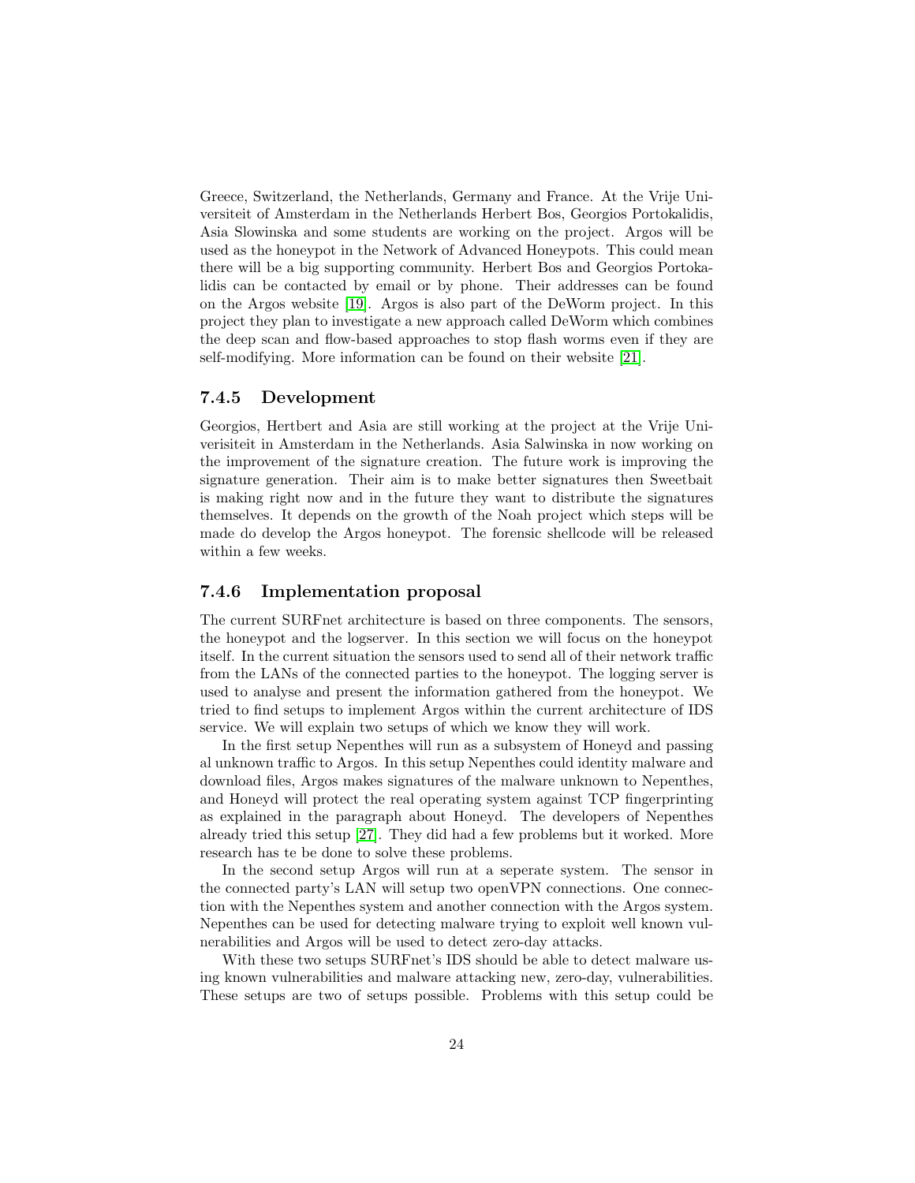Greece, Switzerland, the Netherlands, Germany and France. At the Vrije Universiteit of Amsterdam in the Netherlands Herbert Bos, Georgios Portokalidis, Asia Slowinska and some students are working on the project. Argos will be used as the honeypot in the Network of Advanced Honeypots. This could mean there will be a big supporting community. Herbert Bos and Georgios Portokalidis can be contacted by email or by phone. Their addresses can be found on the Argos website [19]. Argos is also part of the DeWorm project. In this project they plan to investigate a new approach called DeWorm which combines the deep scan and flow-based approaches to stop flash worms even if they are self-modifying. More information can be found on their website [21].

### 7.4.5 Development

Georgios, Hertbert and Asia are still working at the project at the Vrije Univerisiteit in Amsterdam in the Netherlands. Asia Salwinska in now working on the improvement of the signature creation. The future work is improving the signature generation. Their aim is to make better signatures then Sweetbait is making right now and in the future they want to distribute the signatures themselves. It depends on the growth of the Noah project which steps will be made do develop the Argos honeypot. The forensic shellcode will be released within a few weeks.

### 7.4.6 Implementation proposal

The current SURFnet architecture is based on three components. The sensors, the honeypot and the logserver. In this section we will focus on the honeypot itself. In the current situation the sensors used to send all of their network traffic from the LANs of the connected parties to the honeypot. The logging server is used to analyse and present the information gathered from the honeypot. We tried to find setups to implement Argos within the current architecture of IDS service. We will explain two setups of which we know they will work.

In the first setup Nepenthes will run as a subsystem of Honeyd and passing al unknown traffic to Argos. In this setup Nepenthes could identity malware and download files, Argos makes signatures of the malware unknown to Nepenthes, and Honeyd will protect the real operating system against TCP fingerprinting as explained in the paragraph about Honeyd. The developers of Nepenthes already tried this setup [27]. They did had a few problems but it worked. More research has te be done to solve these problems.

In the second setup Argos will run at a seperate system. The sensor in the connected party's LAN will setup two openVPN connections. One connection with the Nepenthes system and another connection with the Argos system. Nepenthes can be used for detecting malware trying to exploit well known vulnerabilities and Argos will be used to detect zero-day attacks.

With these two setups SURFnet's IDS should be able to detect malware using known vulnerabilities and malware attacking new, zero-day, vulnerabilities. These setups are two of setups possible. Problems with this setup could be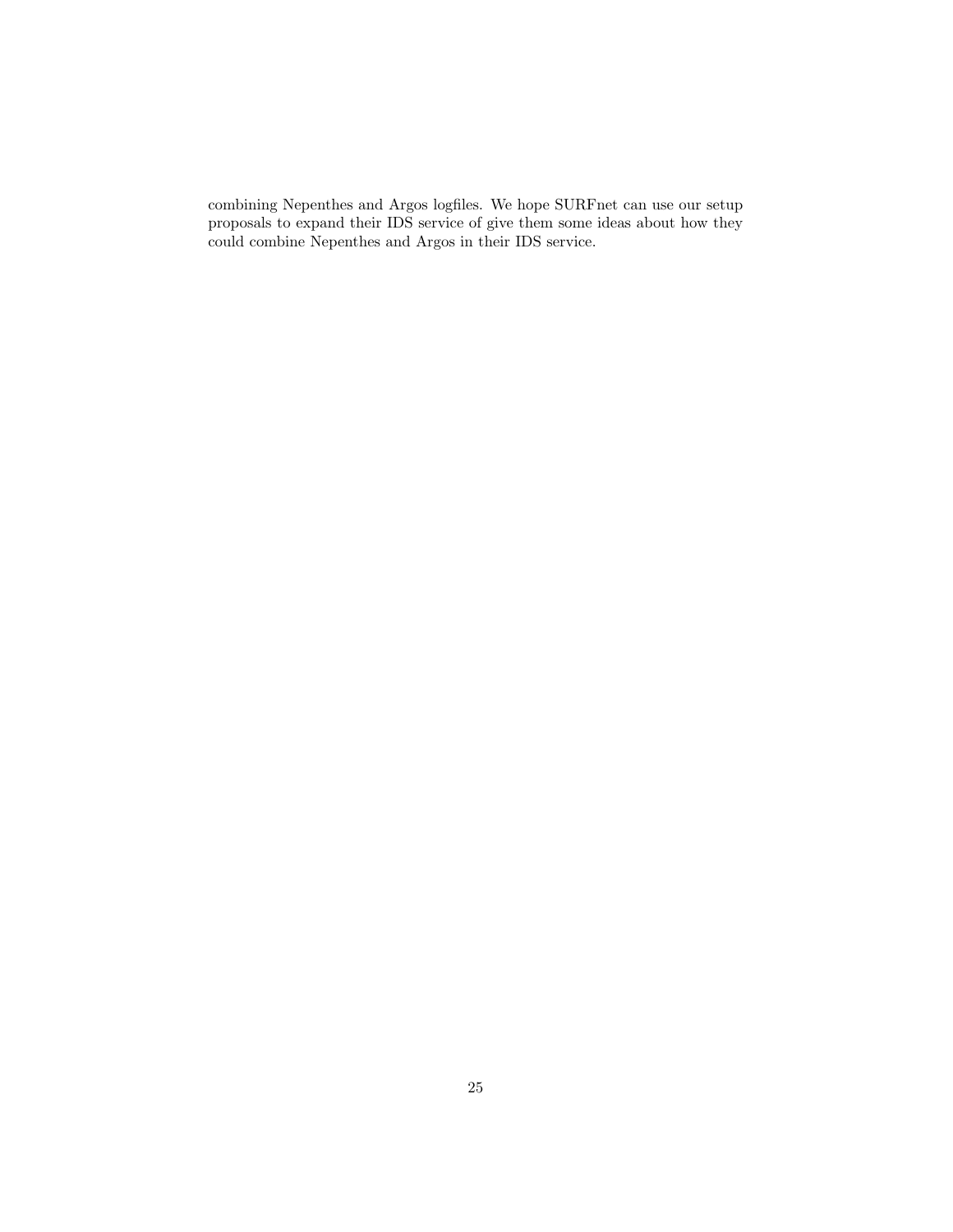combining Nepenthes and Argos logfiles. We hope SURFnet can use our setup proposals to expand their IDS service of give them some ideas about how they could combine Nepenthes and Argos in their IDS service.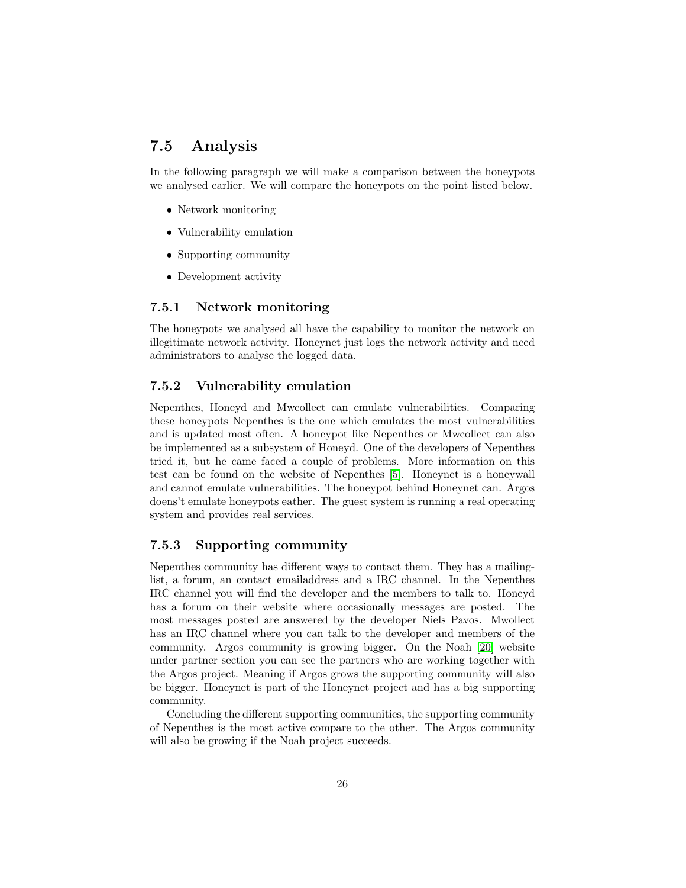## 7.5 Analysis

In the following paragraph we will make a comparison between the honeypots we analysed earlier. We will compare the honeypots on the point listed below.

- Network monitoring
- Vulnerability emulation
- Supporting community
- Development activity

### 7.5.1 Network monitoring

The honeypots we analysed all have the capability to monitor the network on illegitimate network activity. Honeynet just logs the network activity and need administrators to analyse the logged data.

### 7.5.2 Vulnerability emulation

Nepenthes, Honeyd and Mwcollect can emulate vulnerabilities. Comparing these honeypots Nepenthes is the one which emulates the most vulnerabilities and is updated most often. A honeypot like Nepenthes or Mwcollect can also be implemented as a subsystem of Honeyd. One of the developers of Nepenthes tried it, but he came faced a couple of problems. More information on this test can be found on the website of Nepenthes [5]. Honeynet is a honeywall and cannot emulate vulnerabilities. The honeypot behind Honeynet can. Argos doens't emulate honeypots eather. The guest system is running a real operating system and provides real services.

### 7.5.3 Supporting community

Nepenthes community has different ways to contact them. They has a mailing-list, a forum, an contact emailaddress and a IRC channel. In the Nepenthes IRC channel you will find the developer and the members to talk to. Honeyd has a forum on their website where occasionally messages are posted. The most messages posted are answered by the developer Niels Pavos. Mwollect has an IRC channel where you can talk to the developer and members of the community. Argos community is growing bigger. On the Noah [20] website under partner section you can see the partners who are working together with the Argos project. Meaning if Argos grows the supporting community will also be bigger. Honeynet is part of the Honeynet project and has a big supporting community.

Concluding the different supporting communities, the supporting community of Nepenthes is the most active compare to the other. The Argos community will also be growing if the Noah project succeeds.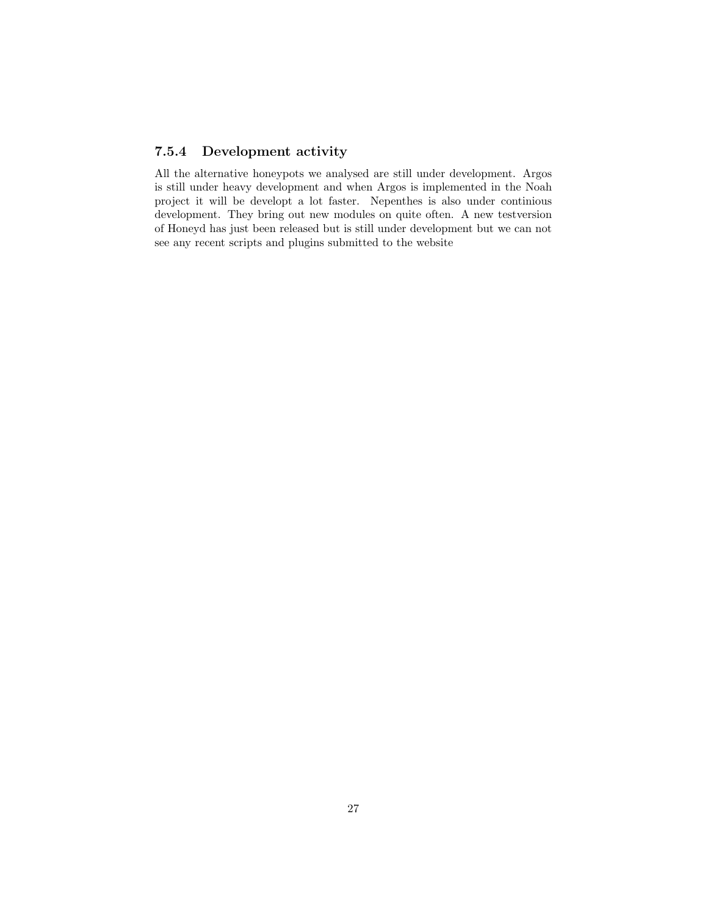### 7.5.4 Development activity

All the alternative honeypots we analysed are still under development. Argos is still under heavy development and when Argos is implemented in the Noah project it will be developt a lot faster. Nepenthes is also under continious development. They bring out new modules on quite often. A new testversion of Honeyd has just been released but is still under development but we can not see any recent scripts and plugins submitted to the website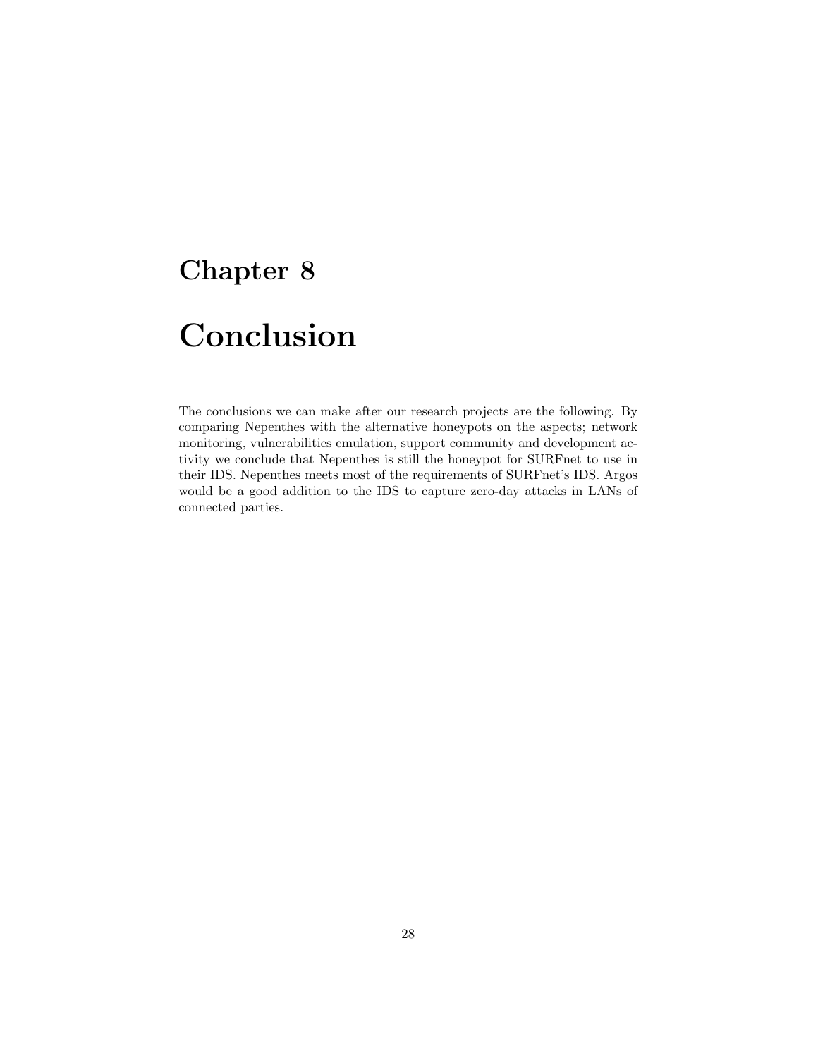# Chapter 8

# Conclusion

The conclusions we can make after our research projects are the following. By comparing Nepenthes with the alternative honeypots on the aspects; network monitoring, vulnerabilities emulation, support community and development activity we conclude that Nepenthes is still the honeypot for SURFnet to use in their IDS. Nepenthes meets most of the requirements of SURFnet's IDS. Argos would be a good addition to the IDS to capture zero-day attacks in LANs of connected parties.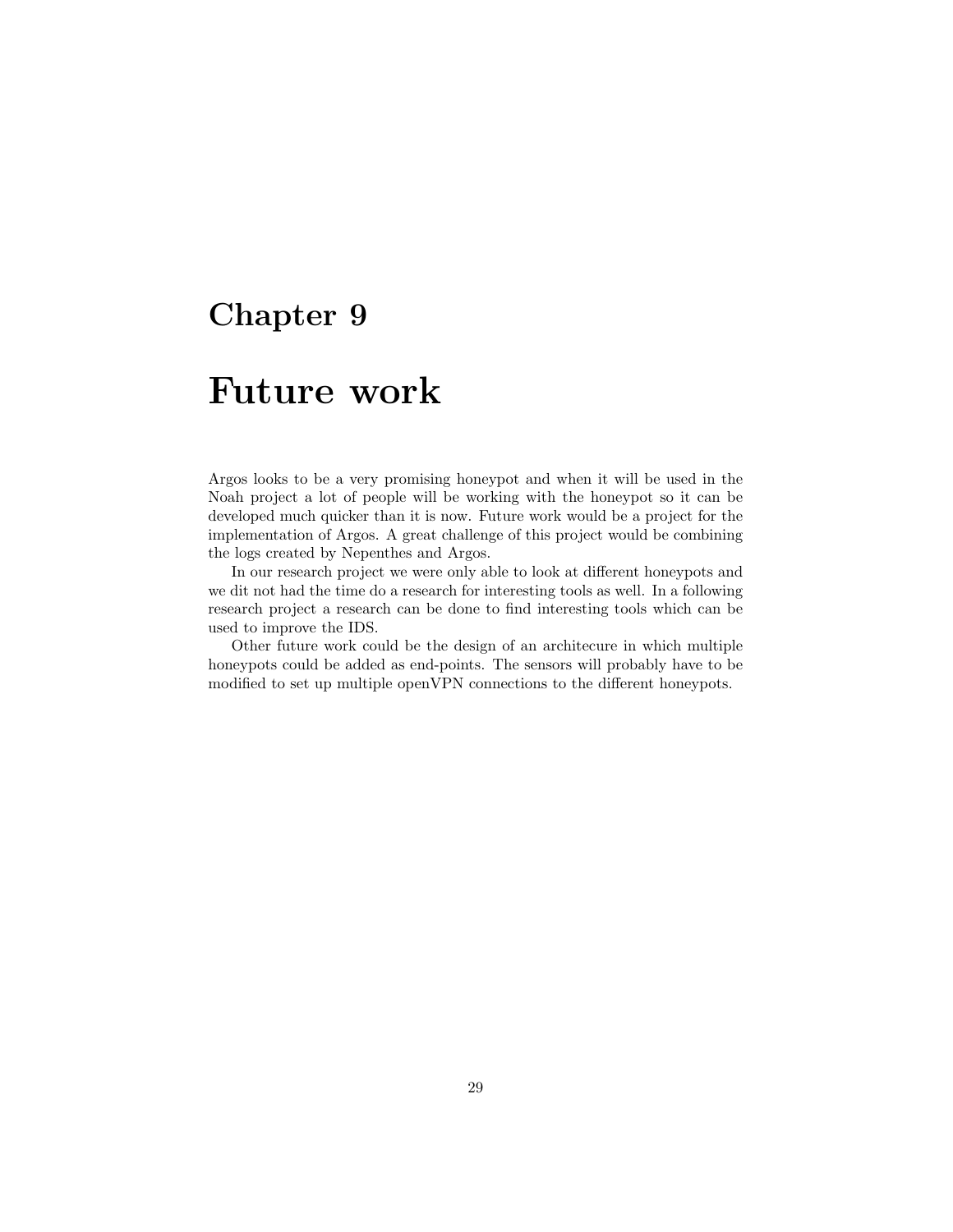# Chapter 9

# Future work

Argos looks to be a very promising honeypot and when it will be used in the Noah project a lot of people will be working with the honeypot so it can be developed much quicker than it is now. Future work would be a project for the implementation of Argos. A great challenge of this project would be combining the logs created by Nepenthes and Argos.

In our research project we were only able to look at different honeypots and we dit not had the time do a research for interesting tools as well. In a following research project a research can be done to find interesting tools which can be used to improve the IDS.

Other future work could be the design of an architecure in which multiple honeypots could be added as end-points. The sensors will probably have to be modified to set up multiple openVPN connections to the different honeypots.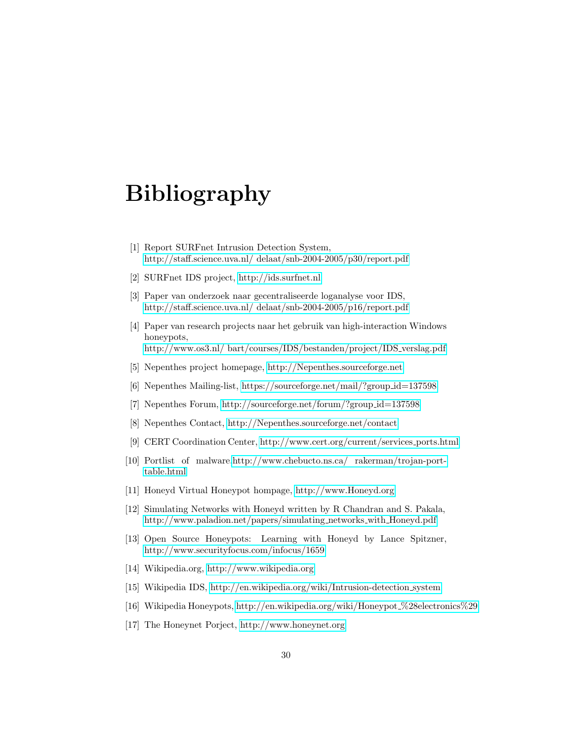# Bibliography

[1] Report SURFnet Intrusion Detection System, http://staff.science.uva.nl/ delaat/snb-2004-2005/p30/report.pdf

[2] SURFnet IDS project, http://ids.surfnet.nl

[3] Paper van onderzoek naar gecentraliseerde loganalyse voor IDS, http://staff.science.uva.nl/ delaat/snb-2004-2005/p16/report.pdf

[4] Paper van research projects naar het gebruik van high-interaction Windows honeypots, http://www.os3.nl/ bart/courses/IDS/bestanden/project/IDS_verslag.pdf

[5] Nepenthes project homepage, http://Nepenthes.sourceforge.net

[6] Nepenthes Mailing-list, https://sourceforge.net/mail/?group_id=137598

[7] Nepenthes Forum, http://sourceforge.net/forum/?group_id=137598

[8] Nepenthes Contact, http://Nepenthes.sourceforge.net/contact

[9] CERT Coordination Center, http://www.cert.org/current/services_ports.html

[10] Portlist of malware.http://www.chebucto.ns.ca/ rakerman/trojan-port-table.html

[11] Honeyd Virtual Honeypot hompage, http://www.Honeyd.org

[12] Simulating Networks with Honeyd written by R Chandran and S. Pakala, http://www.paladion.net/papers/simulating_networks_with_Honeyd.pdf

[13] Open Source Honeypots: Learning with Honeyd by Lance Spitzner, http://www.securityfocus.com/infocus/1659

[14] Wikipedia.org, http://www.wikipedia.org

[15] Wikipedia IDS, http://en.wikipedia.org/wiki/Intrusion-detection_system

[16] Wikipedia Honeypots, http://en.wikipedia.org/wiki/Honeypot_%28electronics%29

[17] The Honeynet Porject, http://www.honeynet.org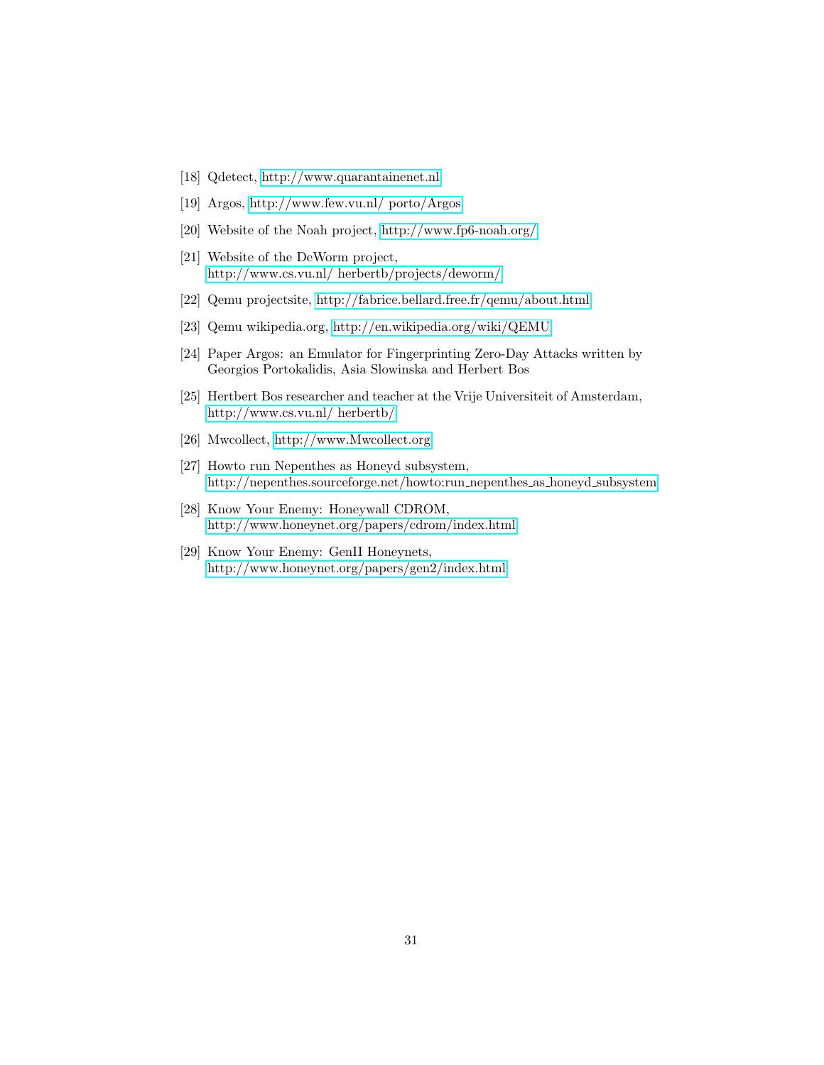[18] Qdetect, http://www.quarantainenet.nl

[19] Argos, http://www.few.vu.nl/ porto/Argos

[20] Website of the Noah project, http://www.fp6-noah.org/

[21] Website of the DeWorm project, http://www.cs.vu.nl/ herbertb/projects/deworm/

[22] Qemu projectsite, http://fabrice.bellard.free.fr/qemu/about.html

[23] Qemu wikipedia.org, http://en.wikipedia.org/wiki/QEMU

[24] Paper Argos: an Emulator for Fingerprinting Zero-Day Attacks written by Georgios Portokalidis, Asia Slowinska and Herbert Bos

[25] Hertbert Bos researcher and teacher at the Vrije Universiteit of Amsterdam, http://www.cs.vu.nl/ herbertb/

[26] Mwcollect, http://www.Mwcollect.org

[27] Howto run Nepenthes as Honeyd subsystem, http://nepenthes.sourceforge.net/howto:run_nepenthes_as_honeyd_subsystem

[28] Know Your Enemy: Honeywall CDROM, http://www.honeynet.org/papers/cdrom/index.html

[29] Know Your Enemy: GenII Honeynets, http://www.honeynet.org/papers/gen2/index.html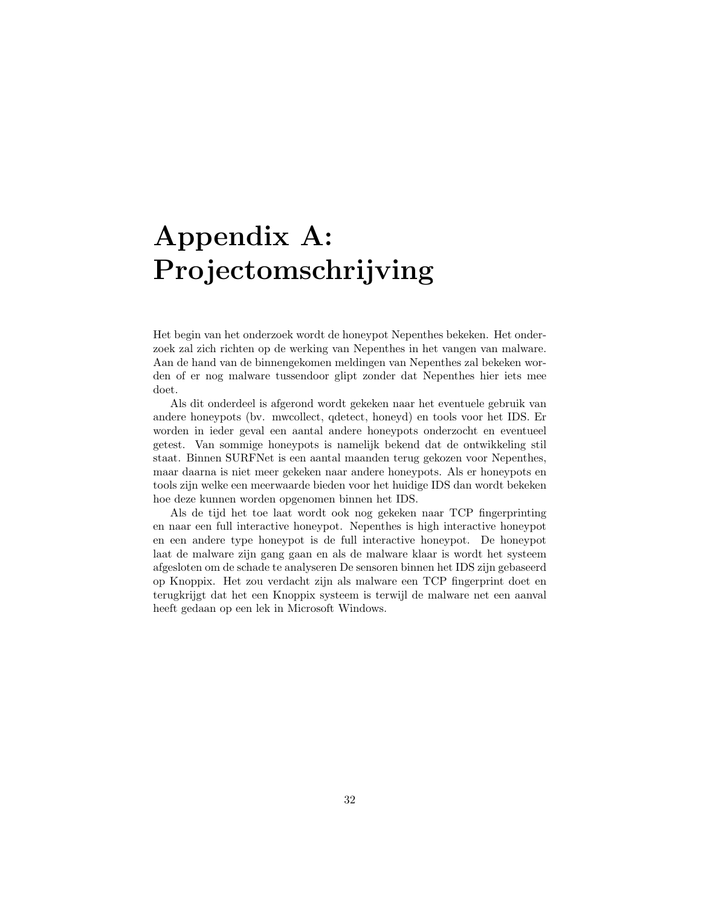# Appendix A: Projectomschrijving

Het begin van het onderzoek wordt de honeypot Nepenthes bekeken. Het onderzoek zal zich richten op de werking van Nepenthes in het vangen van malware. Aan de hand van de binnengekomen meldingen van Nepenthes zal bekeken worden of er nog malware tussendoor glipt zonder dat Nepenthes hier iets mee doet.

Als dit onderdeel is afgerond wordt gekeken naar het eventuele gebruik van andere honeypots (bv. mwcollect, qdetect, honeyd) en tools voor het IDS. Er worden in ieder geval een aantal andere honeypots onderzocht en eventueel getest. Van sommige honeypots is namelijk bekend dat de ontwikkeling stil staat. Binnen SURFNet is een aantal maanden terug gekozen voor Nepenthes, maar daarna is niet meer gekeken naar andere honeypots. Als er honeypots en tools zijn welke een meerwaarde bieden voor het huidige IDS dan wordt bekeken hoe deze kunnen worden opgenomen binnen het IDS.

Als de tijd het toe laat wordt ook nog gekeken naar TCP fingerprinting en naar een full interactive honeypot. Nepenthes is high interactive honeypot en een andere type honeypot is de full interactive honeypot. De honeypot laat de malware zijn gang gaan en als de malware klaar is wordt het systeem afgesloten om de schade te analyseren De sensoren binnen het IDS zijn gebaseerd op Knoppix. Het zou verdacht zijn als malware een TCP fingerprint doet en terugkrijgt dat het een Knoppix systeem is terwijl de malware net een aanval heeft gedaan op een lek in Microsoft Windows.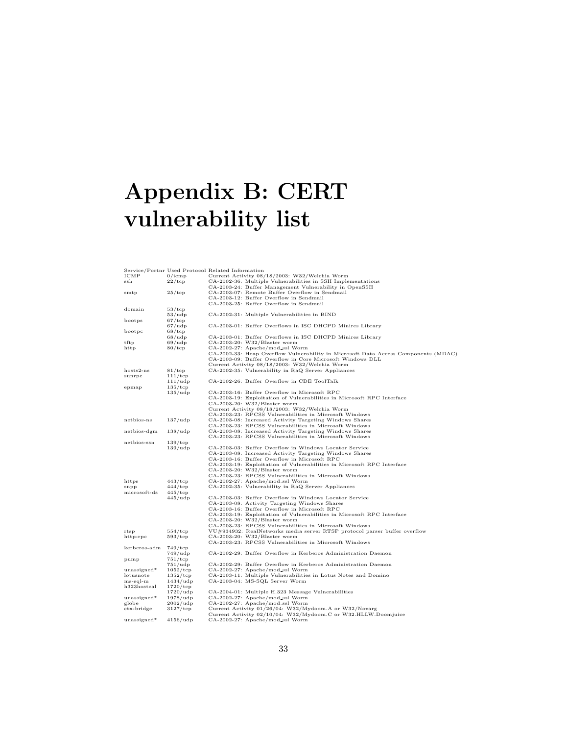# Appendix B: CERT vulnerability list

| Service/Portnr | Used Protocol | Related Information |
|---|---|---|
| ICMP | 0/icmp | Current Activity 08/18/2003: W32/Welchia Worm |
| ssh | 22/tcp | CA-2002-36: Multiple Vulnerabilities in SSH Implementations |
| | | CA-2003-24: Buffer Management Vulnerability in OpenSSH |
| smtp | 25/tcp | CA-2003-07: Remote Buffer Overflow in Sendmail |
| | | CA-2003-12: Buffer Overflow in Sendmail |
| | | CA-2003-25: Buffer Overflow in Sendmail |
| domain | 53/tcp | |
| | 53/udp | CA-2002-31: Multiple Vulnerabilities in BIND |
| bootps | 67/tcp | |
| | 67/udp | CA-2003-01: Buffer Overflows in ISC DHCPD Minires Library |
| bootpc | 68/tcp | |
| | 68/udp | CA-2003-01: Buffer Overflows in ISC DHCPD Minires Library |
| tftp | 69/udp | CA-2003-20: W32/Blaster worm |
| http | 80/tcp | CA-2002-27: Apache/mod_ssl Worm |
| | | CA-2002-33: Heap Overflow Vulnerability in Microsoft Data Access Components (MDAC) |
| | | CA-2003-09: Buffer Overflow in Core Microsoft Windows DLL |
| | | Current Activity 08/18/2003: W32/Welchia Worm |
| hosts2-ns | 81/tcp | CA-2002-35: Vulnerability in RaQ Server Appliances |
| sunrpc | 111/tcp | |
| | 111/udp | CA-2002-26: Buffer Overflow in CDE ToolTalk |
| epmap | 135/tcp | |
| | 135/udp | CA-2003-16: Buffer Overflow in Microsoft RPC |
| | | CA-2003-19: Exploitation of Vulnerabilities in Microsoft RPC Interface |
| | | CA-2003-20: W32/Blaster worm |
| | | Current Activity 08/18/2003: W32/Welchia Worm |
| | | CA-2003-23: RPCSS Vulnerabilities in Microsoft Windows |
| netbios-ns | 137/udp | CA-2003-08: Increased Activity Targeting Windows Shares |
| | | CA-2003-23: RPCSS Vulnerabilities in Microsoft Windows |
| netbios-dgm | 138/udp | CA-2003-08: Increased Activity Targeting Windows Shares |
| | | CA-2003-23: RPCSS Vulnerabilities in Microsoft Windows |
| netbios-ssn | 139/tcp | |
| | 139/udp | CA-2003-03: Buffer Overflow in Windows Locator Service |
| | | CA-2003-08: Increased Activity Targeting Windows Shares |
| | | CA-2003-16: Buffer Overflow in Microsoft RPC |
| | | CA-2003-19: Exploitation of Vulnerabilities in Microsoft RPC Interface |
| | | CA-2003-20: W32/Blaster worm |
| | | CA-2003-23: RPCSS Vulnerabilities in Microsoft Windows |
| https | 443/tcp | CA-2002-27: Apache/mod_ssl Worm |
| snpp | 444/tcp | CA-2002-35: Vulnerability in RaQ Server Appliances |
| microsoft-ds | 445/tcp | |
| | 445/udp | CA-2003-03: Buffer Overflow in Windows Locator Service |
| | | CA-2003-08: Activity Targeting Windows Shares |
| | | CA-2003-16: Buffer Overflow in Microsoft RPC |
| | | CA-2003-19: Exploitation of Vulnerabilities in Microsoft RPC Interface |
| | | CA-2003-20: W32/Blaster worm |
| | | CA-2003-23: RPCSS Vulnerabilities in Microsoft Windows |
| rtsp | 554/tcp | VU#934932: RealNetworks media server RTSP protocol parser buffer overflow |
| http-rpc | 593/tcp | CA-2003-20: W32/Blaster worm |
| | | CA-2003-23: RPCSS Vulnerabilities in Microsoft Windows |
| kerberos-adm | 749/tcp | |
| | 749/udp | CA-2002-29: Buffer Overflow in Kerberos Administration Daemon |
| pump | 751/tcp | |
| | 751/udp | CA-2002-29: Buffer Overflow in Kerberos Administration Daemon |
| unassigned* | 1052/tcp | CA-2002-27: Apache/mod_ssl Worm |
| lotusnote | 1352/tcp | CA-2003-11: Multiple Vulnerabilities in Lotus Notes and Domino |
| ms-sql-m | 1434/udp | CA-2003-04: MS-SQL Server Worm |
| h323hostcal | 1720/tcp | |
| | 1720/udp | CA-2004-01: Multiple H.323 Message Vulnerabilities |
| unassigned* | 1978/udp | CA-2002-27: Apache/mod_ssl Worm |
| globe | 2002/udp | CA-2002-27: Apache/mod_ssl Worm |
| ctx-bridge | 3127/tcp | Current Activity 01/26/04: W32/Mydoom.A or W32/Novarg |
| | | Current Activity 02/10/04: W32/Mydoom.C or W32.HLLW.Doomjuice |
| unassigned* | 4156/udp | CA-2002-27: Apache/mod_ssl Worm |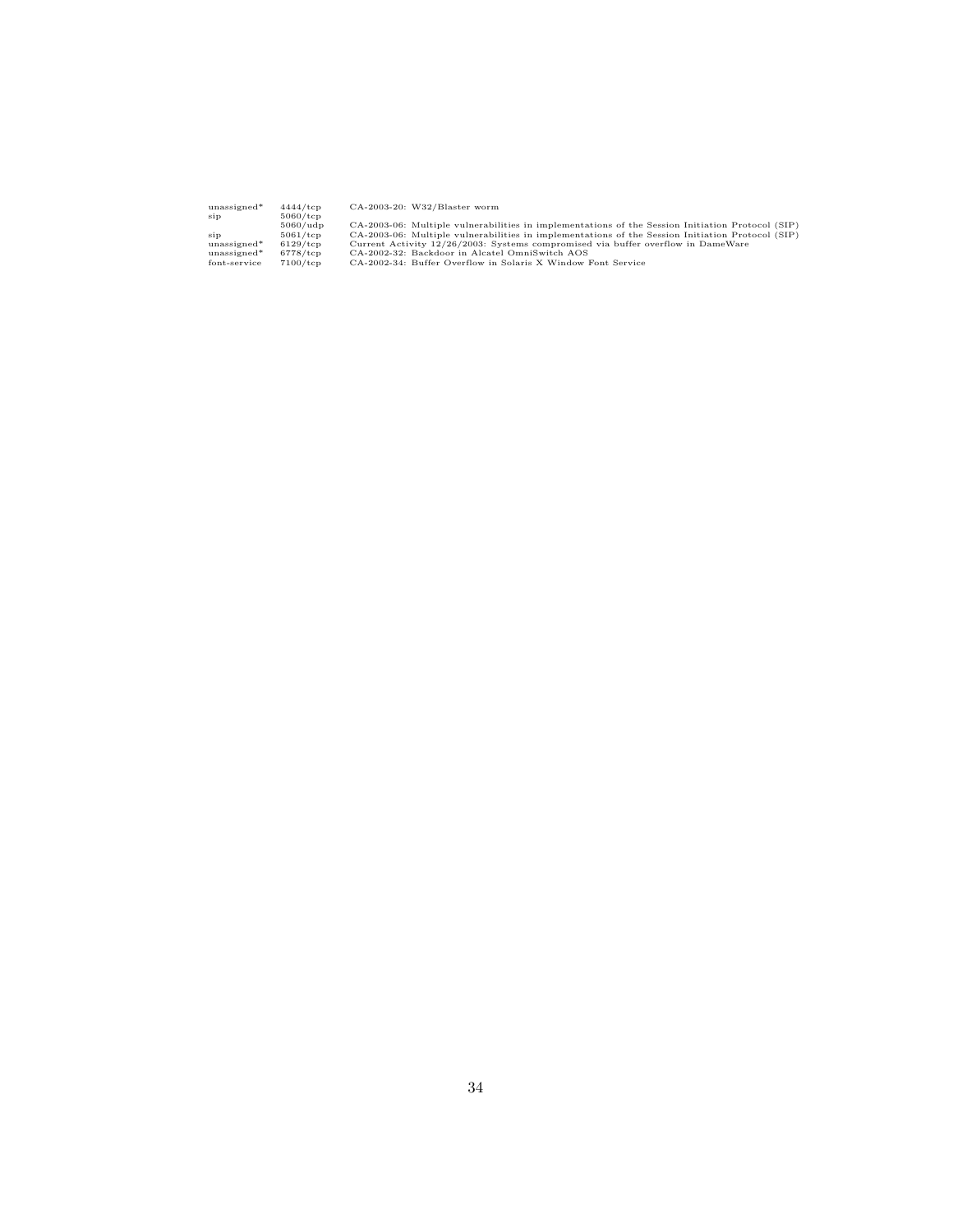| | | |
|---|---|---|
| unassigned* | 4444/tcp | CA-2003-20: W32/Blaster worm |
| sip | 5060/tcp | |
| | 5060/udp | CA-2003-06: Multiple vulnerabilities in implementations of the Session Initiation Protocol (SIP) |
| sip | 5061/tcp | CA-2003-06: Multiple vulnerabilities in implementations of the Session Initiation Protocol (SIP) |
| unassigned* | 6129/tcp | Current Activity 12/26/2003: Systems compromised via buffer overflow in DameWare |
| unassigned* | 6778/tcp | CA-2002-32: Backdoor in Alcatel OmniSwitch AOS |
| font-service | 7100/tcp | CA-2002-34: Buffer Overflow in Solaris X Window Font Service |